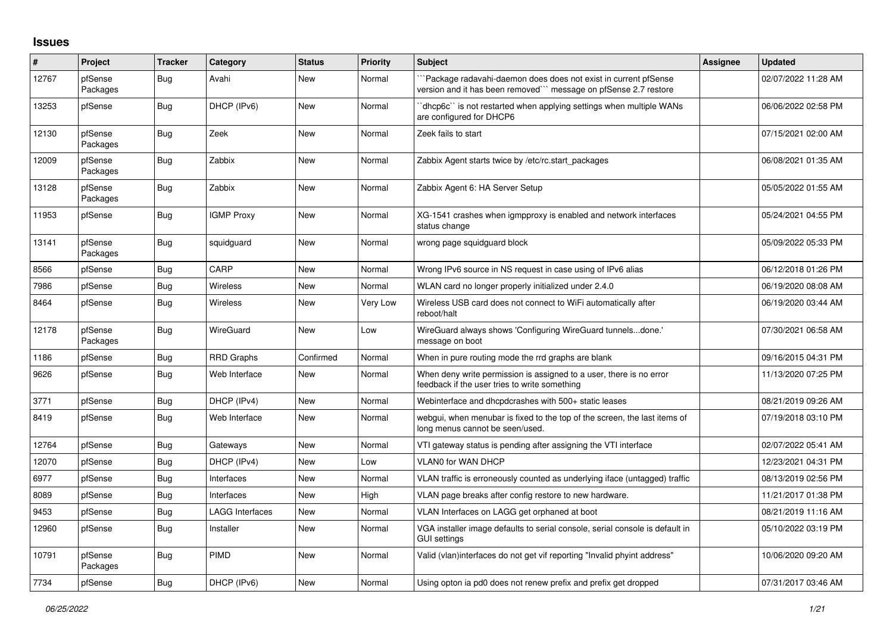## Issues

| # | Project | Tracker | Category | Status | Priority | Subject | Assignee | Updated |
|---|---|---|---|---|---|---|---|---|
| 12767 | pfSense Packages | Bug | Avahi | New | Normal | ```Package radavahi-daemon does does not exist in current pfSense version and it has been removed``` message on pfSense 2.7 restore | | 02/07/2022 11:28 AM |
| 13253 | pfSense | Bug | DHCP (IPv6) | New | Normal | ``dhcp6c`` is not restarted when applying settings when multiple WANs are configured for DHCP6 | | 06/06/2022 02:58 PM |
| 12130 | pfSense Packages | Bug | Zeek | New | Normal | Zeek fails to start | | 07/15/2021 02:00 AM |
| 12009 | pfSense Packages | Bug | Zabbix | New | Normal | Zabbix Agent starts twice by /etc/rc.start_packages | | 06/08/2021 01:35 AM |
| 13128 | pfSense Packages | Bug | Zabbix | New | Normal | Zabbix Agent 6: HA Server Setup | | 05/05/2022 01:55 AM |
| 11953 | pfSense | Bug | IGMP Proxy | New | Normal | XG-1541 crashes when igmpproxy is enabled and network interfaces status change | | 05/24/2021 04:55 PM |
| 13141 | pfSense Packages | Bug | squidguard | New | Normal | wrong page squidguard block | | 05/09/2022 05:33 PM |
| 8566 | pfSense | Bug | CARP | New | Normal | Wrong IPv6 source in NS request in case using of IPv6 alias | | 06/12/2018 01:26 PM |
| 7986 | pfSense | Bug | Wireless | New | Normal | WLAN card no longer properly initialized under 2.4.0 | | 06/19/2020 08:08 AM |
| 8464 | pfSense | Bug | Wireless | New | Very Low | Wireless USB card does not connect to WiFi automatically after reboot/halt | | 06/19/2020 03:44 AM |
| 12178 | pfSense Packages | Bug | WireGuard | New | Low | WireGuard always shows 'Configuring WireGuard tunnels...done.' message on boot | | 07/30/2021 06:58 AM |
| 1186 | pfSense | Bug | RRD Graphs | Confirmed | Normal | When in pure routing mode the rrd graphs are blank | | 09/16/2015 04:31 PM |
| 9626 | pfSense | Bug | Web Interface | New | Normal | When deny write permission is assigned to a user, there is no error feedback if the user tries to write something | | 11/13/2020 07:25 PM |
| 3771 | pfSense | Bug | DHCP (IPv4) | New | Normal | Webinterface and dhcpdcrashes with 500+ static leases | | 08/21/2019 09:26 AM |
| 8419 | pfSense | Bug | Web Interface | New | Normal | webgui, when menubar is fixed to the top of the screen, the last items of long menus cannot be seen/used. | | 07/19/2018 03:10 PM |
| 12764 | pfSense | Bug | Gateways | New | Normal | VTI gateway status is pending after assigning the VTI interface | | 02/07/2022 05:41 AM |
| 12070 | pfSense | Bug | DHCP (IPv4) | New | Low | VLAN0 for WAN DHCP | | 12/23/2021 04:31 PM |
| 6977 | pfSense | Bug | Interfaces | New | Normal | VLAN traffic is erroneously counted as underlying iface (untagged) traffic | | 08/13/2019 02:56 PM |
| 8089 | pfSense | Bug | Interfaces | New | High | VLAN page breaks after config restore to new hardware. | | 11/21/2017 01:38 PM |
| 9453 | pfSense | Bug | LAGG Interfaces | New | Normal | VLAN Interfaces on LAGG get orphaned at boot | | 08/21/2019 11:16 AM |
| 12960 | pfSense | Bug | Installer | New | Normal | VGA installer image defaults to serial console, serial console is default in GUI settings | | 05/10/2022 03:19 PM |
| 10791 | pfSense Packages | Bug | PIMD | New | Normal | Valid (vlan)interfaces do not get vif reporting "Invalid phyint address" | | 10/06/2020 09:20 AM |
| 7734 | pfSense | Bug | DHCP (IPv6) | New | Normal | Using opton ia pd0 does not renew prefix and prefix get dropped | | 07/31/2017 03:46 AM |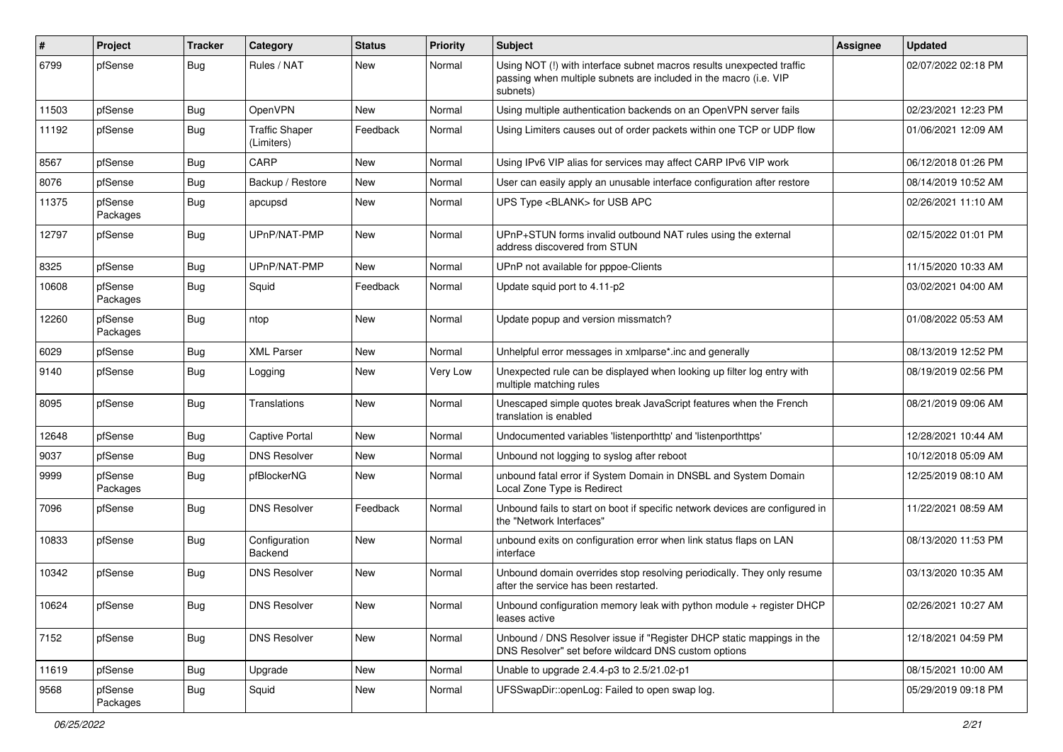| # | Project | Tracker | Category | Status | Priority | Subject | Assignee | Updated |
|---|---|---|---|---|---|---|---|---|
| 6799 | pfSense | Bug | Rules / NAT | New | Normal | Using NOT (!) with interface subnet macros results unexpected traffic passing when multiple subnets are included in the macro (i.e. VIP subnets) | | 02/07/2022 02:18 PM |
| 11503 | pfSense | Bug | OpenVPN | New | Normal | Using multiple authentication backends on an OpenVPN server fails | | 02/23/2021 12:23 PM |
| 11192 | pfSense | Bug | Traffic Shaper (Limiters) | Feedback | Normal | Using Limiters causes out of order packets within one TCP or UDP flow | | 01/06/2021 12:09 AM |
| 8567 | pfSense | Bug | CARP | New | Normal | Using IPv6 VIP alias for services may affect CARP IPv6 VIP work | | 06/12/2018 01:26 PM |
| 8076 | pfSense | Bug | Backup / Restore | New | Normal | User can easily apply an unusable interface configuration after restore | | 08/14/2019 10:52 AM |
| 11375 | pfSense Packages | Bug | apcupsd | New | Normal | UPS Type <BLANK> for USB APC | | 02/26/2021 11:10 AM |
| 12797 | pfSense | Bug | UPnP/NAT-PMP | New | Normal | UPnP+STUN forms invalid outbound NAT rules using the external address discovered from STUN | | 02/15/2022 01:01 PM |
| 8325 | pfSense | Bug | UPnP/NAT-PMP | New | Normal | UPnP not available for pppoe-Clients | | 11/15/2020 10:33 AM |
| 10608 | pfSense Packages | Bug | Squid | Feedback | Normal | Update squid port to 4.11-p2 | | 03/02/2021 04:00 AM |
| 12260 | pfSense Packages | Bug | ntop | New | Normal | Update popup and version missmatch? | | 01/08/2022 05:53 AM |
| 6029 | pfSense | Bug | XML Parser | New | Normal | Unhelpful error messages in xmlparse*.inc and generally | | 08/13/2019 12:52 PM |
| 9140 | pfSense | Bug | Logging | New | Very Low | Unexpected rule can be displayed when looking up filter log entry with multiple matching rules | | 08/19/2019 02:56 PM |
| 8095 | pfSense | Bug | Translations | New | Normal | Unescaped simple quotes break JavaScript features when the French translation is enabled | | 08/21/2019 09:06 AM |
| 12648 | pfSense | Bug | Captive Portal | New | Normal | Undocumented variables 'listenporthttp' and 'listenporthttps' | | 12/28/2021 10:44 AM |
| 9037 | pfSense | Bug | DNS Resolver | New | Normal | Unbound not logging to syslog after reboot | | 10/12/2018 05:09 AM |
| 9999 | pfSense Packages | Bug | pfBlockerNG | New | Normal | unbound fatal error if System Domain in DNSBL and System Domain Local Zone Type is Redirect | | 12/25/2019 08:10 AM |
| 7096 | pfSense | Bug | DNS Resolver | Feedback | Normal | Unbound fails to start on boot if specific network devices are configured in the "Network Interfaces" | | 11/22/2021 08:59 AM |
| 10833 | pfSense | Bug | Configuration Backend | New | Normal | unbound exits on configuration error when link status flaps on LAN interface | | 08/13/2020 11:53 PM |
| 10342 | pfSense | Bug | DNS Resolver | New | Normal | Unbound domain overrides stop resolving periodically. They only resume after the service has been restarted. | | 03/13/2020 10:35 AM |
| 10624 | pfSense | Bug | DNS Resolver | New | Normal | Unbound configuration memory leak with python module + register DHCP leases active | | 02/26/2021 10:27 AM |
| 7152 | pfSense | Bug | DNS Resolver | New | Normal | Unbound / DNS Resolver issue if "Register DHCP static mappings in the DNS Resolver" set before wildcard DNS custom options | | 12/18/2021 04:59 PM |
| 11619 | pfSense | Bug | Upgrade | New | Normal | Unable to upgrade 2.4.4-p3 to 2.5/21.02-p1 | | 08/15/2021 10:00 AM |
| 9568 | pfSense Packages | Bug | Squid | New | Normal | UFSSwapDir::openLog: Failed to open swap log. | | 05/29/2019 09:18 PM |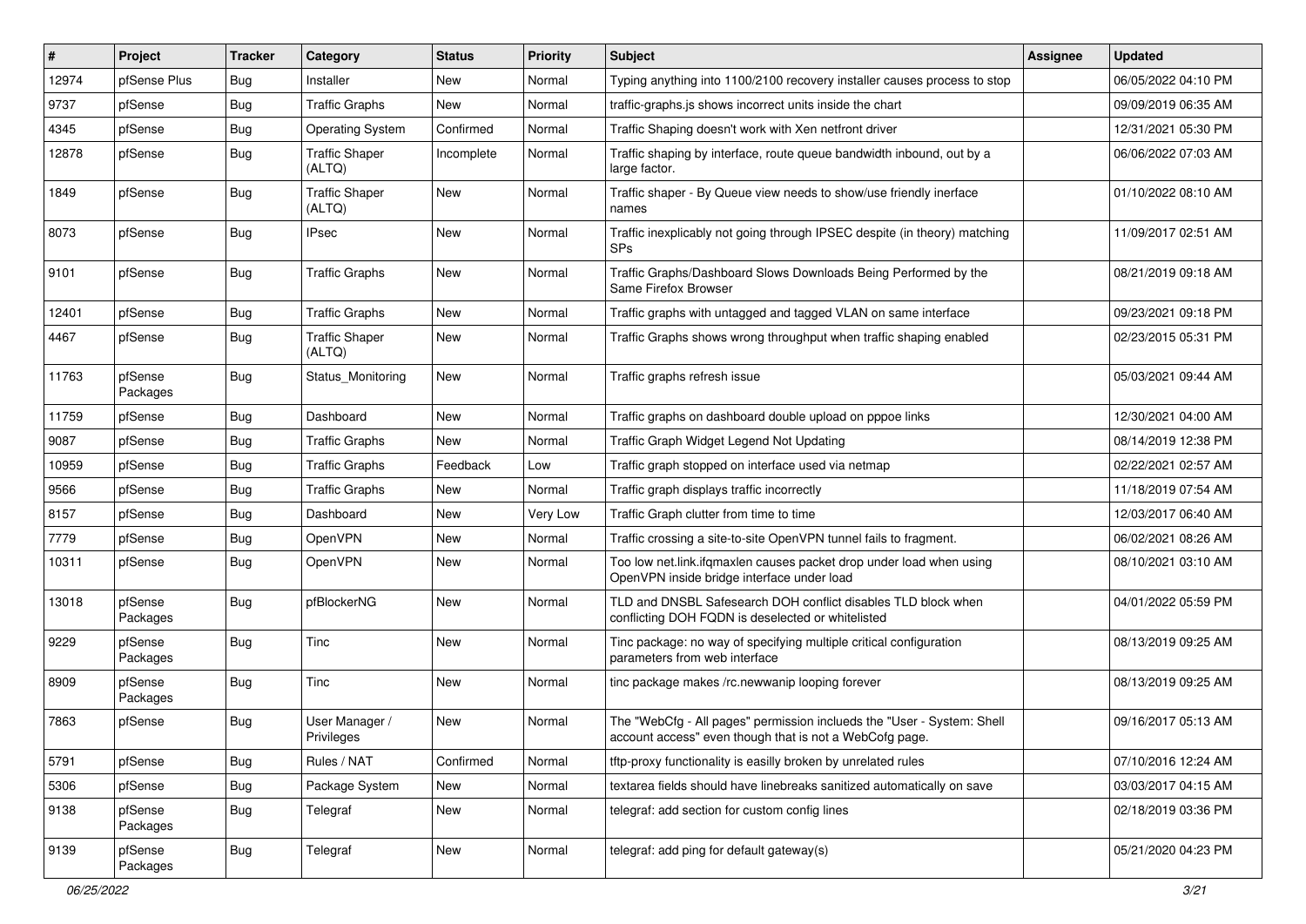| # | Project | Tracker | Category | Status | Priority | Subject | Assignee | Updated |
|---|---|---|---|---|---|---|---|---|
| 12974 | pfSense Plus | Bug | Installer | New | Normal | Typing anything into 1100/2100 recovery installer causes process to stop | | 06/05/2022 04:10 PM |
| 9737 | pfSense | Bug | Traffic Graphs | New | Normal | traffic-graphs.js shows incorrect units inside the chart | | 09/09/2019 06:35 AM |
| 4345 | pfSense | Bug | Operating System | Confirmed | Normal | Traffic Shaping doesn't work with Xen netfront driver | | 12/31/2021 05:30 PM |
| 12878 | pfSense | Bug | Traffic Shaper (ALTQ) | Incomplete | Normal | Traffic shaping by interface, route queue bandwidth inbound, out by a large factor. | | 06/06/2022 07:03 AM |
| 1849 | pfSense | Bug | Traffic Shaper (ALTQ) | New | Normal | Traffic shaper - By Queue view needs to show/use friendly inerface names | | 01/10/2022 08:10 AM |
| 8073 | pfSense | Bug | IPsec | New | Normal | Traffic inexplicably not going through IPSEC despite (in theory) matching SPs | | 11/09/2017 02:51 AM |
| 9101 | pfSense | Bug | Traffic Graphs | New | Normal | Traffic Graphs/Dashboard Slows Downloads Being Performed by the Same Firefox Browser | | 08/21/2019 09:18 AM |
| 12401 | pfSense | Bug | Traffic Graphs | New | Normal | Traffic graphs with untagged and tagged VLAN on same interface | | 09/23/2021 09:18 PM |
| 4467 | pfSense | Bug | Traffic Shaper (ALTQ) | New | Normal | Traffic Graphs shows wrong throughput when traffic shaping enabled | | 02/23/2015 05:31 PM |
| 11763 | pfSense Packages | Bug | Status_Monitoring | New | Normal | Traffic graphs refresh issue | | 05/03/2021 09:44 AM |
| 11759 | pfSense | Bug | Dashboard | New | Normal | Traffic graphs on dashboard double upload on pppoe links | | 12/30/2021 04:00 AM |
| 9087 | pfSense | Bug | Traffic Graphs | New | Normal | Traffic Graph Widget Legend Not Updating | | 08/14/2019 12:38 PM |
| 10959 | pfSense | Bug | Traffic Graphs | Feedback | Low | Traffic graph stopped on interface used via netmap | | 02/22/2021 02:57 AM |
| 9566 | pfSense | Bug | Traffic Graphs | New | Normal | Traffic graph displays traffic incorrectly | | 11/18/2019 07:54 AM |
| 8157 | pfSense | Bug | Dashboard | New | Very Low | Traffic Graph clutter from time to time | | 12/03/2017 06:40 AM |
| 7779 | pfSense | Bug | OpenVPN | New | Normal | Traffic crossing a site-to-site OpenVPN tunnel fails to fragment. | | 06/02/2021 08:26 AM |
| 10311 | pfSense | Bug | OpenVPN | New | Normal | Too low net.link.ifqmaxlen causes packet drop under load when using OpenVPN inside bridge interface under load | | 08/10/2021 03:10 AM |
| 13018 | pfSense Packages | Bug | pfBlockerNG | New | Normal | TLD and DNSBL Safesearch DOH conflict disables TLD block when conflicting DOH FQDN is deselected or whitelisted | | 04/01/2022 05:59 PM |
| 9229 | pfSense Packages | Bug | Tinc | New | Normal | Tinc package: no way of specifying multiple critical configuration parameters from web interface | | 08/13/2019 09:25 AM |
| 8909 | pfSense Packages | Bug | Tinc | New | Normal | tinc package makes /rc.newwanip looping forever | | 08/13/2019 09:25 AM |
| 7863 | pfSense | Bug | User Manager / Privileges | New | Normal | The "WebCfg - All pages" permission inclueds the "User - System: Shell account access" even though that is not a WebCofg page. | | 09/16/2017 05:13 AM |
| 5791 | pfSense | Bug | Rules / NAT | Confirmed | Normal | tftp-proxy functionality is easilly broken by unrelated rules | | 07/10/2016 12:24 AM |
| 5306 | pfSense | Bug | Package System | New | Normal | textarea fields should have linebreaks sanitized automatically on save | | 03/03/2017 04:15 AM |
| 9138 | pfSense Packages | Bug | Telegraf | New | Normal | telegraf: add section for custom config lines | | 02/18/2019 03:36 PM |
| 9139 | pfSense Packages | Bug | Telegraf | New | Normal | telegraf: add ping for default gateway(s) | | 05/21/2020 04:23 PM |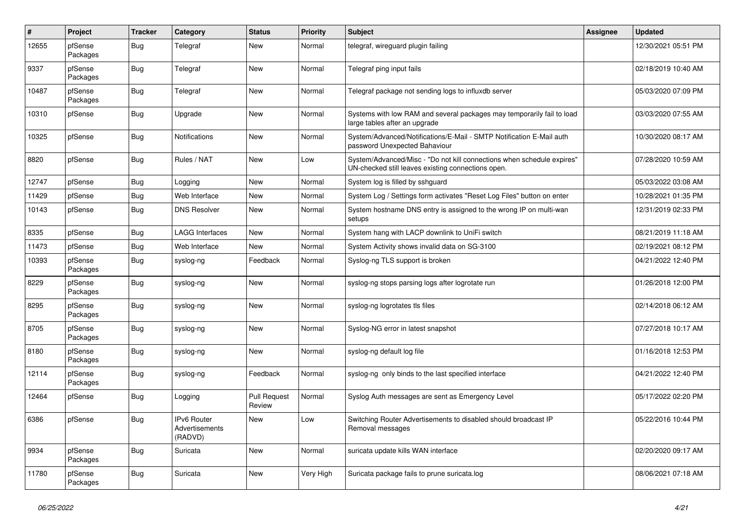| # | Project | Tracker | Category | Status | Priority | Subject | Assignee | Updated |
|---|---|---|---|---|---|---|---|---|
| 12655 | pfSense Packages | Bug | Telegraf | New | Normal | telegraf, wireguard plugin failing | | 12/30/2021 05:51 PM |
| 9337 | pfSense Packages | Bug | Telegraf | New | Normal | Telegraf ping input fails | | 02/18/2019 10:40 AM |
| 10487 | pfSense Packages | Bug | Telegraf | New | Normal | Telegraf package not sending logs to influxdb server | | 05/03/2020 07:09 PM |
| 10310 | pfSense | Bug | Upgrade | New | Normal | Systems with low RAM and several packages may temporarily fail to load large tables after an upgrade | | 03/03/2020 07:55 AM |
| 10325 | pfSense | Bug | Notifications | New | Normal | System/Advanced/Notifications/E-Mail - SMTP Notification E-Mail auth password Unexpected Bahaviour | | 10/30/2020 08:17 AM |
| 8820 | pfSense | Bug | Rules / NAT | New | Low | System/Advanced/Misc - "Do not kill connections when schedule expires" UN-checked still leaves existing connections open. | | 07/28/2020 10:59 AM |
| 12747 | pfSense | Bug | Logging | New | Normal | System log is filled by sshguard | | 05/03/2022 03:08 AM |
| 11429 | pfSense | Bug | Web Interface | New | Normal | System Log / Settings form activates "Reset Log Files" button on enter | | 10/28/2021 01:35 PM |
| 10143 | pfSense | Bug | DNS Resolver | New | Normal | System hostname DNS entry is assigned to the wrong IP on multi-wan setups | | 12/31/2019 02:33 PM |
| 8335 | pfSense | Bug | LAGG Interfaces | New | Normal | System hang with LACP downlink to UniFi switch | | 08/21/2019 11:18 AM |
| 11473 | pfSense | Bug | Web Interface | New | Normal | System Activity shows invalid data on SG-3100 | | 02/19/2021 08:12 PM |
| 10393 | pfSense Packages | Bug | syslog-ng | Feedback | Normal | Syslog-ng TLS support is broken | | 04/21/2022 12:40 PM |
| 8229 | pfSense Packages | Bug | syslog-ng | New | Normal | syslog-ng stops parsing logs after logrotate run | | 01/26/2018 12:00 PM |
| 8295 | pfSense Packages | Bug | syslog-ng | New | Normal | syslog-ng logrotates tls files | | 02/14/2018 06:12 AM |
| 8705 | pfSense Packages | Bug | syslog-ng | New | Normal | Syslog-NG error in latest snapshot | | 07/27/2018 10:17 AM |
| 8180 | pfSense Packages | Bug | syslog-ng | New | Normal | syslog-ng default log file | | 01/16/2018 12:53 PM |
| 12114 | pfSense Packages | Bug | syslog-ng | Feedback | Normal | syslog-ng only binds to the last specified interface | | 04/21/2022 12:40 PM |
| 12464 | pfSense | Bug | Logging | Pull Request Review | Normal | Syslog Auth messages are sent as Emergency Level | | 05/17/2022 02:20 PM |
| 6386 | pfSense | Bug | IPv6 Router Advertisements (RADVD) | New | Low | Switching Router Advertisements to disabled should broadcast IP Removal messages | | 05/22/2016 10:44 PM |
| 9934 | pfSense Packages | Bug | Suricata | New | Normal | suricata update kills WAN interface | | 02/20/2020 09:17 AM |
| 11780 | pfSense Packages | Bug | Suricata | New | Very High | Suricata package fails to prune suricata.log | | 08/06/2021 07:18 AM |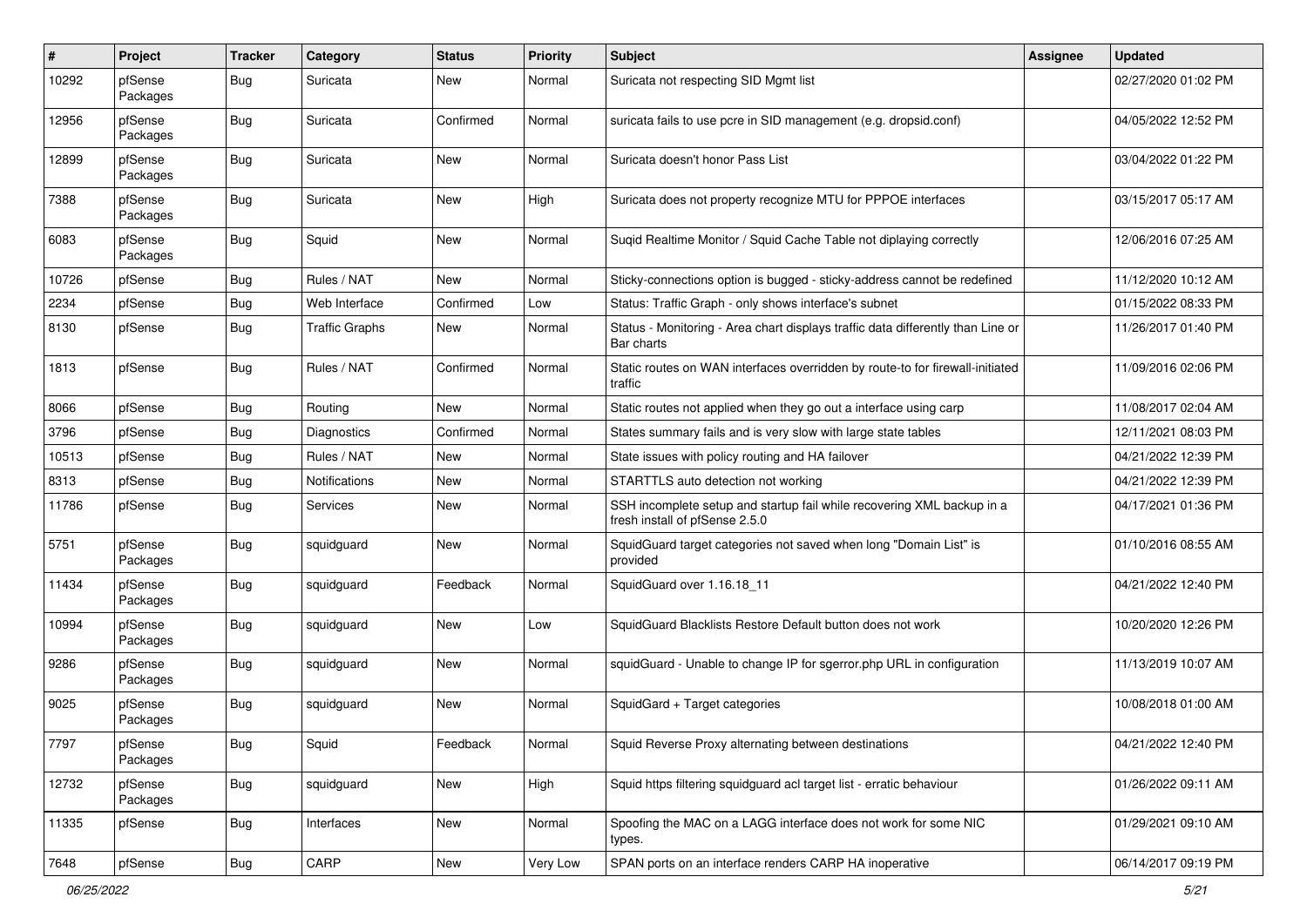| # | Project | Tracker | Category | Status | Priority | Subject | Assignee | Updated |
|---|---|---|---|---|---|---|---|---|
| 10292 | pfSense Packages | Bug | Suricata | New | Normal | Suricata not respecting SID Mgmt list | | 02/27/2020 01:02 PM |
| 12956 | pfSense Packages | Bug | Suricata | Confirmed | Normal | suricata fails to use pcre in SID management (e.g. dropsid.conf) | | 04/05/2022 12:52 PM |
| 12899 | pfSense Packages | Bug | Suricata | New | Normal | Suricata doesn't honor Pass List | | 03/04/2022 01:22 PM |
| 7388 | pfSense Packages | Bug | Suricata | New | High | Suricata does not property recognize MTU for PPPOE interfaces | | 03/15/2017 05:17 AM |
| 6083 | pfSense Packages | Bug | Squid | New | Normal | Suqid Realtime Monitor / Squid Cache Table not diplaying correctly | | 12/06/2016 07:25 AM |
| 10726 | pfSense | Bug | Rules / NAT | New | Normal | Sticky-connections option is bugged - sticky-address cannot be redefined | | 11/12/2020 10:12 AM |
| 2234 | pfSense | Bug | Web Interface | Confirmed | Low | Status: Traffic Graph - only shows interface's subnet | | 01/15/2022 08:33 PM |
| 8130 | pfSense | Bug | Traffic Graphs | New | Normal | Status - Monitoring - Area chart displays traffic data differently than Line or Bar charts | | 11/26/2017 01:40 PM |
| 1813 | pfSense | Bug | Rules / NAT | Confirmed | Normal | Static routes on WAN interfaces overridden by route-to for firewall-initiated traffic | | 11/09/2016 02:06 PM |
| 8066 | pfSense | Bug | Routing | New | Normal | Static routes not applied when they go out a interface using carp | | 11/08/2017 02:04 AM |
| 3796 | pfSense | Bug | Diagnostics | Confirmed | Normal | States summary fails and is very slow with large state tables | | 12/11/2021 08:03 PM |
| 10513 | pfSense | Bug | Rules / NAT | New | Normal | State issues with policy routing and HA failover | | 04/21/2022 12:39 PM |
| 8313 | pfSense | Bug | Notifications | New | Normal | STARTTLS auto detection not working | | 04/21/2022 12:39 PM |
| 11786 | pfSense | Bug | Services | New | Normal | SSH incomplete setup and startup fail while recovering XML backup in a fresh install of pfSense 2.5.0 | | 04/17/2021 01:36 PM |
| 5751 | pfSense Packages | Bug | squidguard | New | Normal | SquidGuard target categories not saved when long "Domain List" is provided | | 01/10/2016 08:55 AM |
| 11434 | pfSense Packages | Bug | squidguard | Feedback | Normal | SquidGuard over 1.16.18_11 | | 04/21/2022 12:40 PM |
| 10994 | pfSense Packages | Bug | squidguard | New | Low | SquidGuard Blacklists Restore Default button does not work | | 10/20/2020 12:26 PM |
| 9286 | pfSense Packages | Bug | squidguard | New | Normal | squidGuard - Unable to change IP for sgerror.php URL in configuration | | 11/13/2019 10:07 AM |
| 9025 | pfSense Packages | Bug | squidguard | New | Normal | SquidGard + Target categories | | 10/08/2018 01:00 AM |
| 7797 | pfSense Packages | Bug | Squid | Feedback | Normal | Squid Reverse Proxy alternating between destinations | | 04/21/2022 12:40 PM |
| 12732 | pfSense Packages | Bug | squidguard | New | High | Squid https filtering squidguard acl target list - erratic behaviour | | 01/26/2022 09:11 AM |
| 11335 | pfSense | Bug | Interfaces | New | Normal | Spoofing the MAC on a LAGG interface does not work for some NIC types. | | 01/29/2021 09:10 AM |
| 7648 | pfSense | Bug | CARP | New | Very Low | SPAN ports on an interface renders CARP HA inoperative | | 06/14/2017 09:19 PM |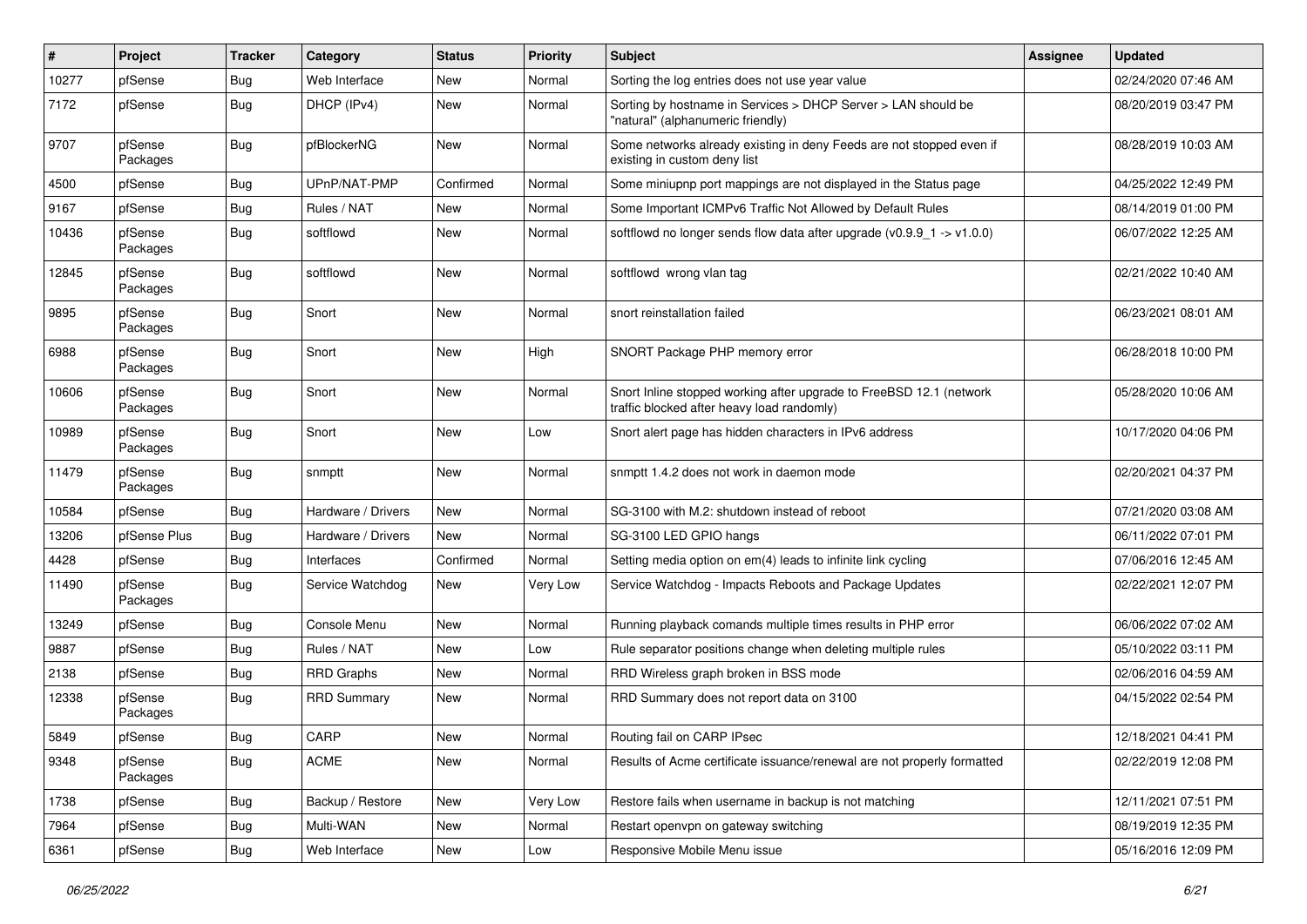| # | Project | Tracker | Category | Status | Priority | Subject | Assignee | Updated |
|---|---|---|---|---|---|---|---|---|
| 10277 | pfSense | Bug | Web Interface | New | Normal | Sorting the log entries does not use year value | | 02/24/2020 07:46 AM |
| 7172 | pfSense | Bug | DHCP (IPv4) | New | Normal | Sorting by hostname in Services > DHCP Server > LAN should be "natural" (alphanumeric friendly) | | 08/20/2019 03:47 PM |
| 9707 | pfSense Packages | Bug | pfBlockerNG | New | Normal | Some networks already existing in deny Feeds are not stopped even if existing in custom deny list | | 08/28/2019 10:03 AM |
| 4500 | pfSense | Bug | UPnP/NAT-PMP | Confirmed | Normal | Some miniupnp port mappings are not displayed in the Status page | | 04/25/2022 12:49 PM |
| 9167 | pfSense | Bug | Rules / NAT | New | Normal | Some Important ICMPv6 Traffic Not Allowed by Default Rules | | 08/14/2019 01:00 PM |
| 10436 | pfSense Packages | Bug | softflowd | New | Normal | softflowd no longer sends flow data after upgrade (v0.9.9_1 -> v1.0.0) | | 06/07/2022 12:25 AM |
| 12845 | pfSense Packages | Bug | softflowd | New | Normal | softflowd wrong vlan tag | | 02/21/2022 10:40 AM |
| 9895 | pfSense Packages | Bug | Snort | New | Normal | snort reinstallation failed | | 06/23/2021 08:01 AM |
| 6988 | pfSense Packages | Bug | Snort | New | High | SNORT Package PHP memory error | | 06/28/2018 10:00 PM |
| 10606 | pfSense Packages | Bug | Snort | New | Normal | Snort Inline stopped working after upgrade to FreeBSD 12.1 (network traffic blocked after heavy load randomly) | | 05/28/2020 10:06 AM |
| 10989 | pfSense Packages | Bug | Snort | New | Low | Snort alert page has hidden characters in IPv6 address | | 10/17/2020 04:06 PM |
| 11479 | pfSense Packages | Bug | snmptt | New | Normal | snmptt 1.4.2 does not work in daemon mode | | 02/20/2021 04:37 PM |
| 10584 | pfSense | Bug | Hardware / Drivers | New | Normal | SG-3100 with M.2: shutdown instead of reboot | | 07/21/2020 03:08 AM |
| 13206 | pfSense Plus | Bug | Hardware / Drivers | New | Normal | SG-3100 LED GPIO hangs | | 06/11/2022 07:01 PM |
| 4428 | pfSense | Bug | Interfaces | Confirmed | Normal | Setting media option on em(4) leads to infinite link cycling | | 07/06/2016 12:45 AM |
| 11490 | pfSense Packages | Bug | Service Watchdog | New | Very Low | Service Watchdog - Impacts Reboots and Package Updates | | 02/22/2021 12:07 PM |
| 13249 | pfSense | Bug | Console Menu | New | Normal | Running playback comands multiple times results in PHP error | | 06/06/2022 07:02 AM |
| 9887 | pfSense | Bug | Rules / NAT | New | Low | Rule separator positions change when deleting multiple rules | | 05/10/2022 03:11 PM |
| 2138 | pfSense | Bug | RRD Graphs | New | Normal | RRD Wireless graph broken in BSS mode | | 02/06/2016 04:59 AM |
| 12338 | pfSense Packages | Bug | RRD Summary | New | Normal | RRD Summary does not report data on 3100 | | 04/15/2022 02:54 PM |
| 5849 | pfSense | Bug | CARP | New | Normal | Routing fail on CARP IPsec | | 12/18/2021 04:41 PM |
| 9348 | pfSense Packages | Bug | ACME | New | Normal | Results of Acme certificate issuance/renewal are not properly formatted | | 02/22/2019 12:08 PM |
| 1738 | pfSense | Bug | Backup / Restore | New | Very Low | Restore fails when username in backup is not matching | | 12/11/2021 07:51 PM |
| 7964 | pfSense | Bug | Multi-WAN | New | Normal | Restart openvpn on gateway switching | | 08/19/2019 12:35 PM |
| 6361 | pfSense | Bug | Web Interface | New | Low | Responsive Mobile Menu issue | | 05/16/2016 12:09 PM |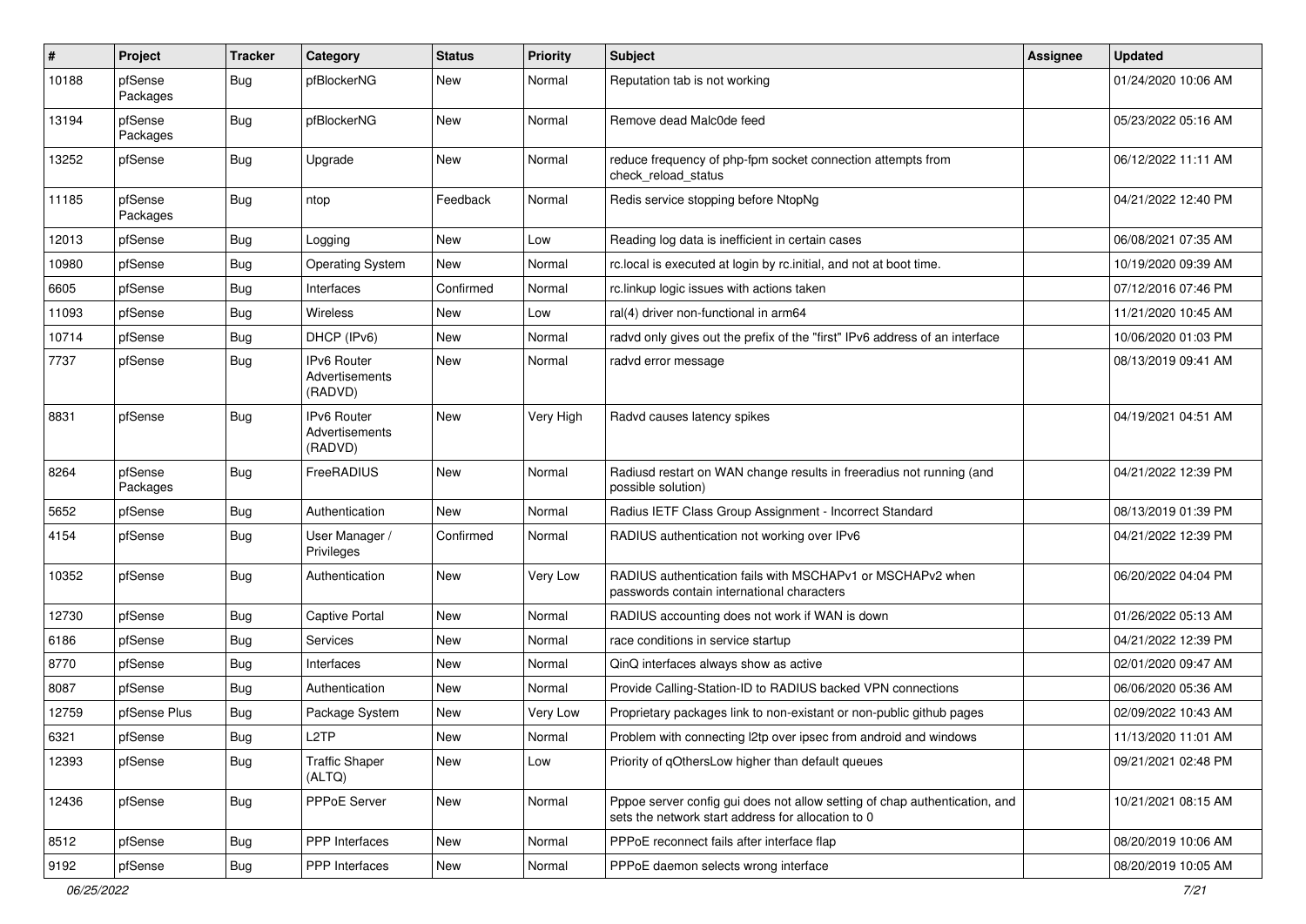| # | Project | Tracker | Category | Status | Priority | Subject | Assignee | Updated |
|---|---|---|---|---|---|---|---|---|
| 10188 | pfSense Packages | Bug | pfBlockerNG | New | Normal | Reputation tab is not working | | 01/24/2020 10:06 AM |
| 13194 | pfSense Packages | Bug | pfBlockerNG | New | Normal | Remove dead Malc0de feed | | 05/23/2022 05:16 AM |
| 13252 | pfSense | Bug | Upgrade | New | Normal | reduce frequency of php-fpm socket connection attempts from check_reload_status | | 06/12/2022 11:11 AM |
| 11185 | pfSense Packages | Bug | ntop | Feedback | Normal | Redis service stopping before NtopNg | | 04/21/2022 12:40 PM |
| 12013 | pfSense | Bug | Logging | New | Low | Reading log data is inefficient in certain cases | | 06/08/2021 07:35 AM |
| 10980 | pfSense | Bug | Operating System | New | Normal | rc.local is executed at login by rc.initial, and not at boot time. | | 10/19/2020 09:39 AM |
| 6605 | pfSense | Bug | Interfaces | Confirmed | Normal | rc.linkup logic issues with actions taken | | 07/12/2016 07:46 PM |
| 11093 | pfSense | Bug | Wireless | New | Low | ral(4) driver non-functional in arm64 | | 11/21/2020 10:45 AM |
| 10714 | pfSense | Bug | DHCP (IPv6) | New | Normal | radvd only gives out the prefix of the "first" IPv6 address of an interface | | 10/06/2020 01:03 PM |
| 7737 | pfSense | Bug | IPv6 Router Advertisements (RADVD) | New | Normal | radvd error message | | 08/13/2019 09:41 AM |
| 8831 | pfSense | Bug | IPv6 Router Advertisements (RADVD) | New | Very High | Radvd causes latency spikes | | 04/19/2021 04:51 AM |
| 8264 | pfSense Packages | Bug | FreeRADIUS | New | Normal | Radiusd restart on WAN change results in freeradius not running (and possible solution) | | 04/21/2022 12:39 PM |
| 5652 | pfSense | Bug | Authentication | New | Normal | Radius IETF Class Group Assignment - Incorrect Standard | | 08/13/2019 01:39 PM |
| 4154 | pfSense | Bug | User Manager / Privileges | Confirmed | Normal | RADIUS authentication not working over IPv6 | | 04/21/2022 12:39 PM |
| 10352 | pfSense | Bug | Authentication | New | Very Low | RADIUS authentication fails with MSCHAPv1 or MSCHAPv2 when passwords contain international characters | | 06/20/2022 04:04 PM |
| 12730 | pfSense | Bug | Captive Portal | New | Normal | RADIUS accounting does not work if WAN is down | | 01/26/2022 05:13 AM |
| 6186 | pfSense | Bug | Services | New | Normal | race conditions in service startup | | 04/21/2022 12:39 PM |
| 8770 | pfSense | Bug | Interfaces | New | Normal | QinQ interfaces always show as active | | 02/01/2020 09:47 AM |
| 8087 | pfSense | Bug | Authentication | New | Normal | Provide Calling-Station-ID to RADIUS backed VPN connections | | 06/06/2020 05:36 AM |
| 12759 | pfSense Plus | Bug | Package System | New | Very Low | Proprietary packages link to non-existant or non-public github pages | | 02/09/2022 10:43 AM |
| 6321 | pfSense | Bug | L2TP | New | Normal | Problem with connecting l2tp over ipsec from android and windows | | 11/13/2020 11:01 AM |
| 12393 | pfSense | Bug | Traffic Shaper (ALTQ) | New | Low | Priority of qOthersLow higher than default queues | | 09/21/2021 02:48 PM |
| 12436 | pfSense | Bug | PPPoE Server | New | Normal | Pppoe server config gui does not allow setting of chap authentication, and sets the network start address for allocation to 0 | | 10/21/2021 08:15 AM |
| 8512 | pfSense | Bug | PPP Interfaces | New | Normal | PPPoE reconnect fails after interface flap | | 08/20/2019 10:06 AM |
| 9192 | pfSense | Bug | PPP Interfaces | New | Normal | PPPoE daemon selects wrong interface | | 08/20/2019 10:05 AM |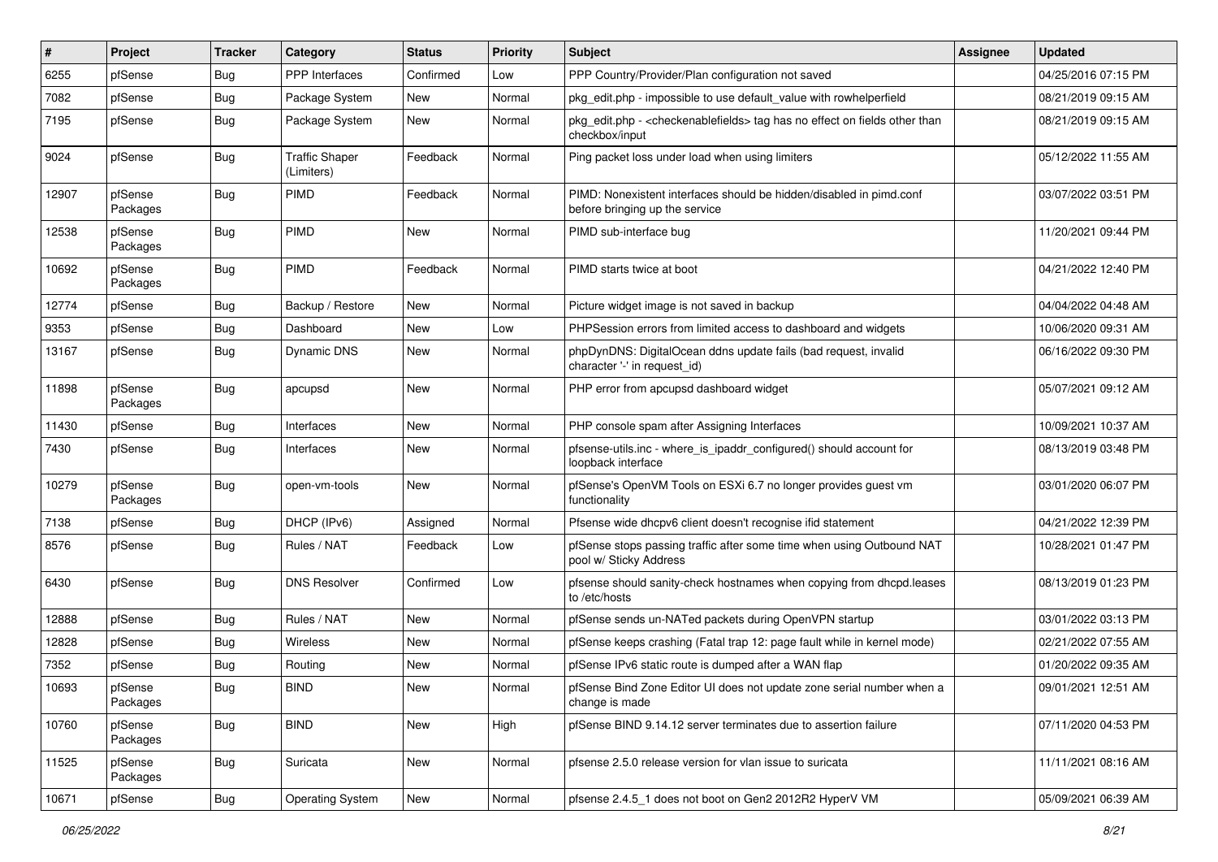| # | Project | Tracker | Category | Status | Priority | Subject | Assignee | Updated |
|---|---|---|---|---|---|---|---|---|
| 6255 | pfSense | Bug | PPP Interfaces | Confirmed | Low | PPP Country/Provider/Plan configuration not saved | | 04/25/2016 07:15 PM |
| 7082 | pfSense | Bug | Package System | New | Normal | pkg_edit.php - impossible to use default_value with rowhelperfield | | 08/21/2019 09:15 AM |
| 7195 | pfSense | Bug | Package System | New | Normal | pkg_edit.php - <checkenablefields> tag has no effect on fields other than checkbox/input | | 08/21/2019 09:15 AM |
| 9024 | pfSense | Bug | Traffic Shaper (Limiters) | Feedback | Normal | Ping packet loss under load when using limiters | | 05/12/2022 11:55 AM |
| 12907 | pfSense Packages | Bug | PIMD | Feedback | Normal | PIMD: Nonexistent interfaces should be hidden/disabled in pimd.conf before bringing up the service | | 03/07/2022 03:51 PM |
| 12538 | pfSense Packages | Bug | PIMD | New | Normal | PIMD sub-interface bug | | 11/20/2021 09:44 PM |
| 10692 | pfSense Packages | Bug | PIMD | Feedback | Normal | PIMD starts twice at boot | | 04/21/2022 12:40 PM |
| 12774 | pfSense | Bug | Backup / Restore | New | Normal | Picture widget image is not saved in backup | | 04/04/2022 04:48 AM |
| 9353 | pfSense | Bug | Dashboard | New | Low | PHPSession errors from limited access to dashboard and widgets | | 10/06/2020 09:31 AM |
| 13167 | pfSense | Bug | Dynamic DNS | New | Normal | phpDynDNS: DigitalOcean ddns update fails (bad request, invalid character '-' in request_id) | | 06/16/2022 09:30 PM |
| 11898 | pfSense Packages | Bug | apcupsd | New | Normal | PHP error from apcupsd dashboard widget | | 05/07/2021 09:12 AM |
| 11430 | pfSense | Bug | Interfaces | New | Normal | PHP console spam after Assigning Interfaces | | 10/09/2021 10:37 AM |
| 7430 | pfSense | Bug | Interfaces | New | Normal | pfsense-utils.inc - where_is_ipaddr_configured() should account for loopback interface | | 08/13/2019 03:48 PM |
| 10279 | pfSense Packages | Bug | open-vm-tools | New | Normal | pfSense's OpenVM Tools on ESXi 6.7 no longer provides guest vm functionality | | 03/01/2020 06:07 PM |
| 7138 | pfSense | Bug | DHCP (IPv6) | Assigned | Normal | Pfsense wide dhcpv6 client doesn't recognise ifid statement | | 04/21/2022 12:39 PM |
| 8576 | pfSense | Bug | Rules / NAT | Feedback | Low | pfSense stops passing traffic after some time when using Outbound NAT pool w/ Sticky Address | | 10/28/2021 01:47 PM |
| 6430 | pfSense | Bug | DNS Resolver | Confirmed | Low | pfsense should sanity-check hostnames when copying from dhcpd.leases to /etc/hosts | | 08/13/2019 01:23 PM |
| 12888 | pfSense | Bug | Rules / NAT | New | Normal | pfSense sends un-NATed packets during OpenVPN startup | | 03/01/2022 03:13 PM |
| 12828 | pfSense | Bug | Wireless | New | Normal | pfSense keeps crashing (Fatal trap 12: page fault while in kernel mode) | | 02/21/2022 07:55 AM |
| 7352 | pfSense | Bug | Routing | New | Normal | pfSense IPv6 static route is dumped after a WAN flap | | 01/20/2022 09:35 AM |
| 10693 | pfSense Packages | Bug | BIND | New | Normal | pfSense Bind Zone Editor UI does not update zone serial number when a change is made | | 09/01/2021 12:51 AM |
| 10760 | pfSense Packages | Bug | BIND | New | High | pfSense BIND 9.14.12 server terminates due to assertion failure | | 07/11/2020 04:53 PM |
| 11525 | pfSense Packages | Bug | Suricata | New | Normal | pfsense 2.5.0 release version for vlan issue to suricata | | 11/11/2021 08:16 AM |
| 10671 | pfSense | Bug | Operating System | New | Normal | pfsense 2.4.5_1 does not boot on Gen2 2012R2 HyperV VM | | 05/09/2021 06:39 AM |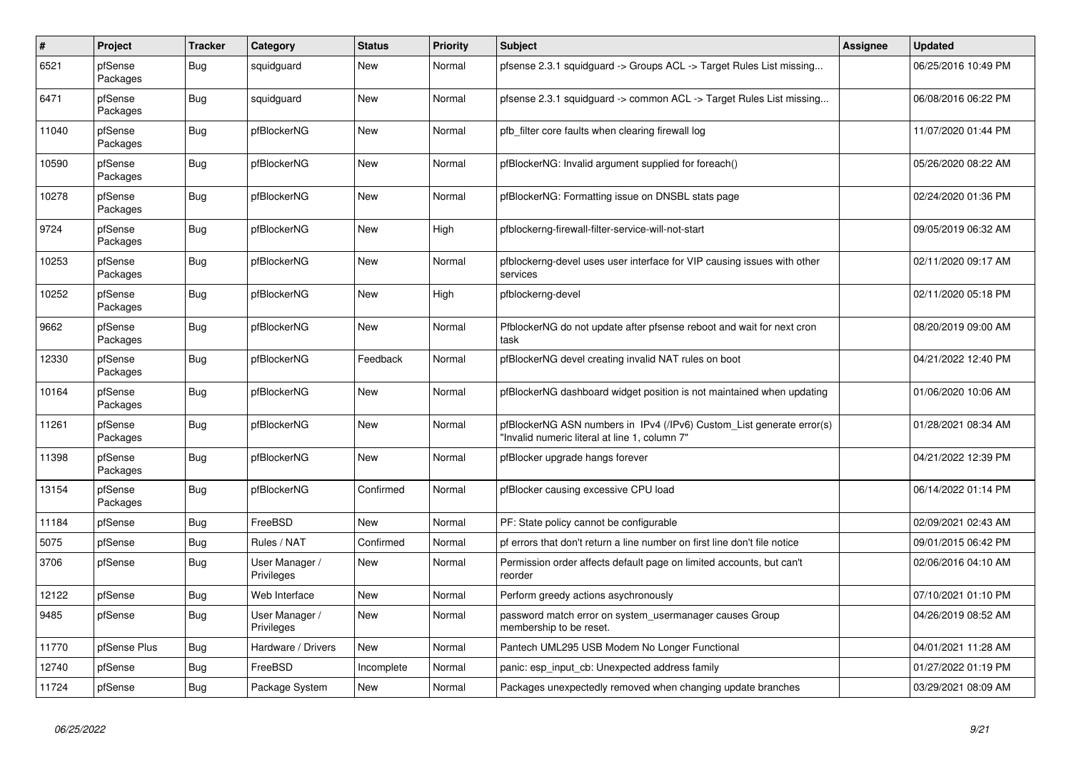| # | Project | Tracker | Category | Status | Priority | Subject | Assignee | Updated |
|---|---|---|---|---|---|---|---|---|
| 6521 | pfSense Packages | Bug | squidguard | New | Normal | pfsense 2.3.1 squidguard -> Groups ACL -> Target Rules List missing... | | 06/25/2016 10:49 PM |
| 6471 | pfSense Packages | Bug | squidguard | New | Normal | pfsense 2.3.1 squidguard -> common ACL -> Target Rules List missing... | | 06/08/2016 06:22 PM |
| 11040 | pfSense Packages | Bug | pfBlockerNG | New | Normal | pfb_filter core faults when clearing firewall log | | 11/07/2020 01:44 PM |
| 10590 | pfSense Packages | Bug | pfBlockerNG | New | Normal | pfBlockerNG: Invalid argument supplied for foreach() | | 05/26/2020 08:22 AM |
| 10278 | pfSense Packages | Bug | pfBlockerNG | New | Normal | pfBlockerNG: Formatting issue on DNSBL stats page | | 02/24/2020 01:36 PM |
| 9724 | pfSense Packages | Bug | pfBlockerNG | New | High | pfblockerng-firewall-filter-service-will-not-start | | 09/05/2019 06:32 AM |
| 10253 | pfSense Packages | Bug | pfBlockerNG | New | Normal | pfblockerng-devel uses user interface for VIP causing issues with other services | | 02/11/2020 09:17 AM |
| 10252 | pfSense Packages | Bug | pfBlockerNG | New | High | pfblockerng-devel | | 02/11/2020 05:18 PM |
| 9662 | pfSense Packages | Bug | pfBlockerNG | New | Normal | PfblockerNG do not update after pfsense reboot and wait for next cron task | | 08/20/2019 09:00 AM |
| 12330 | pfSense Packages | Bug | pfBlockerNG | Feedback | Normal | pfBlockerNG devel creating invalid NAT rules on boot | | 04/21/2022 12:40 PM |
| 10164 | pfSense Packages | Bug | pfBlockerNG | New | Normal | pfBlockerNG dashboard widget position is not maintained when updating | | 01/06/2020 10:06 AM |
| 11261 | pfSense Packages | Bug | pfBlockerNG | New | Normal | pfBlockerNG ASN numbers in IPv4 (/IPv6) Custom_List generate error(s) "Invalid numeric literal at line 1, column 7" | | 01/28/2021 08:34 AM |
| 11398 | pfSense Packages | Bug | pfBlockerNG | New | Normal | pfBlocker upgrade hangs forever | | 04/21/2022 12:39 PM |
| 13154 | pfSense Packages | Bug | pfBlockerNG | Confirmed | Normal | pfBlocker causing excessive CPU load | | 06/14/2022 01:14 PM |
| 11184 | pfSense | Bug | FreeBSD | New | Normal | PF: State policy cannot be configurable | | 02/09/2021 02:43 AM |
| 5075 | pfSense | Bug | Rules / NAT | Confirmed | Normal | pf errors that don't return a line number on first line don't file notice | | 09/01/2015 06:42 PM |
| 3706 | pfSense | Bug | User Manager / Privileges | New | Normal | Permission order affects default page on limited accounts, but can't reorder | | 02/06/2016 04:10 AM |
| 12122 | pfSense | Bug | Web Interface | New | Normal | Perform greedy actions asychronously | | 07/10/2021 01:10 PM |
| 9485 | pfSense | Bug | User Manager / Privileges | New | Normal | password match error on system_usermanager causes Group membership to be reset. | | 04/26/2019 08:52 AM |
| 11770 | pfSense Plus | Bug | Hardware / Drivers | New | Normal | Pantech UML295 USB Modem No Longer Functional | | 04/01/2021 11:28 AM |
| 12740 | pfSense | Bug | FreeBSD | Incomplete | Normal | panic: esp_input_cb: Unexpected address family | | 01/27/2022 01:19 PM |
| 11724 | pfSense | Bug | Package System | New | Normal | Packages unexpectedly removed when changing update branches | | 03/29/2021 08:09 AM |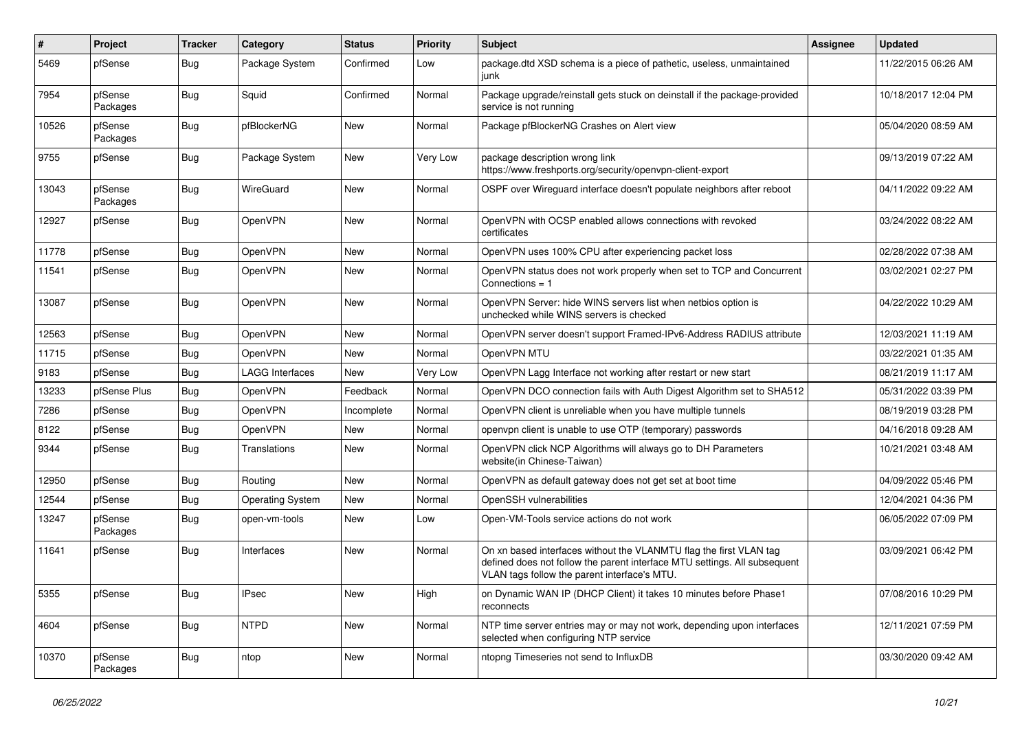| # | Project | Tracker | Category | Status | Priority | Subject | Assignee | Updated |
|---|---|---|---|---|---|---|---|---|
| 5469 | pfSense | Bug | Package System | Confirmed | Low | package.dtd XSD schema is a piece of pathetic, useless, unmaintained junk | | 11/22/2015 06:26 AM |
| 7954 | pfSense Packages | Bug | Squid | Confirmed | Normal | Package upgrade/reinstall gets stuck on deinstall if the package-provided service is not running | | 10/18/2017 12:04 PM |
| 10526 | pfSense Packages | Bug | pfBlockerNG | New | Normal | Package pfBlockerNG Crashes on Alert view | | 05/04/2020 08:59 AM |
| 9755 | pfSense | Bug | Package System | New | Very Low | package description wrong link https://www.freshports.org/security/openvpn-client-export | | 09/13/2019 07:22 AM |
| 13043 | pfSense Packages | Bug | WireGuard | New | Normal | OSPF over Wireguard interface doesn't populate neighbors after reboot | | 04/11/2022 09:22 AM |
| 12927 | pfSense | Bug | OpenVPN | New | Normal | OpenVPN with OCSP enabled allows connections with revoked certificates | | 03/24/2022 08:22 AM |
| 11778 | pfSense | Bug | OpenVPN | New | Normal | OpenVPN uses 100% CPU after experiencing packet loss | | 02/28/2022 07:38 AM |
| 11541 | pfSense | Bug | OpenVPN | New | Normal | OpenVPN status does not work properly when set to TCP and Concurrent Connections = 1 | | 03/02/2021 02:27 PM |
| 13087 | pfSense | Bug | OpenVPN | New | Normal | OpenVPN Server: hide WINS servers list when netbios option is unchecked while WINS servers is checked | | 04/22/2022 10:29 AM |
| 12563 | pfSense | Bug | OpenVPN | New | Normal | OpenVPN server doesn't support Framed-IPv6-Address RADIUS attribute | | 12/03/2021 11:19 AM |
| 11715 | pfSense | Bug | OpenVPN | New | Normal | OpenVPN MTU | | 03/22/2021 01:35 AM |
| 9183 | pfSense | Bug | LAGG Interfaces | New | Very Low | OpenVPN Lagg Interface not working after restart or new start | | 08/21/2019 11:17 AM |
| 13233 | pfSense Plus | Bug | OpenVPN | Feedback | Normal | OpenVPN DCO connection fails with Auth Digest Algorithm set to SHA512 | | 05/31/2022 03:39 PM |
| 7286 | pfSense | Bug | OpenVPN | Incomplete | Normal | OpenVPN client is unreliable when you have multiple tunnels | | 08/19/2019 03:28 PM |
| 8122 | pfSense | Bug | OpenVPN | New | Normal | openvpn client is unable to use OTP (temporary) passwords | | 04/16/2018 09:28 AM |
| 9344 | pfSense | Bug | Translations | New | Normal | OpenVPN click NCP Algorithms will always go to DH Parameters website(in Chinese-Taiwan) | | 10/21/2021 03:48 AM |
| 12950 | pfSense | Bug | Routing | New | Normal | OpenVPN as default gateway does not get set at boot time | | 04/09/2022 05:46 PM |
| 12544 | pfSense | Bug | Operating System | New | Normal | OpenSSH vulnerabilities | | 12/04/2021 04:36 PM |
| 13247 | pfSense Packages | Bug | open-vm-tools | New | Low | Open-VM-Tools service actions do not work | | 06/05/2022 07:09 PM |
| 11641 | pfSense | Bug | Interfaces | New | Normal | On xn based interfaces without the VLANMTU flag the first VLAN tag defined does not follow the parent interface MTU settings. All subsequent VLAN tags follow the parent interface's MTU. | | 03/09/2021 06:42 PM |
| 5355 | pfSense | Bug | IPsec | New | High | on Dynamic WAN IP (DHCP Client) it takes 10 minutes before Phase1 reconnects | | 07/08/2016 10:29 PM |
| 4604 | pfSense | Bug | NTPD | New | Normal | NTP time server entries may or may not work, depending upon interfaces selected when configuring NTP service | | 12/11/2021 07:59 PM |
| 10370 | pfSense Packages | Bug | ntop | New | Normal | ntopng Timeseries not send to InfluxDB | | 03/30/2020 09:42 AM |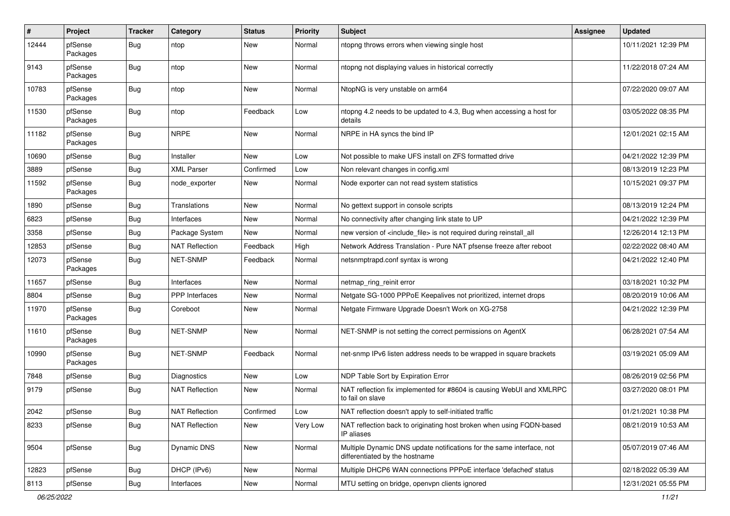| # | Project | Tracker | Category | Status | Priority | Subject | Assignee | Updated |
|---|---|---|---|---|---|---|---|---|
| 12444 | pfSense Packages | Bug | ntop | New | Normal | ntopng throws errors when viewing single host | | 10/11/2021 12:39 PM |
| 9143 | pfSense Packages | Bug | ntop | New | Normal | ntopng not displaying values in historical correctly | | 11/22/2018 07:24 AM |
| 10783 | pfSense Packages | Bug | ntop | New | Normal | NtopNG is very unstable on arm64 | | 07/22/2020 09:07 AM |
| 11530 | pfSense Packages | Bug | ntop | Feedback | Low | ntopng 4.2 needs to be updated to 4.3, Bug when accessing a host for details | | 03/05/2022 08:35 PM |
| 11182 | pfSense Packages | Bug | NRPE | New | Normal | NRPE in HA syncs the bind IP | | 12/01/2021 02:15 AM |
| 10690 | pfSense | Bug | Installer | New | Low | Not possible to make UFS install on ZFS formatted drive | | 04/21/2022 12:39 PM |
| 3889 | pfSense | Bug | XML Parser | Confirmed | Low | Non relevant changes in config.xml | | 08/13/2019 12:23 PM |
| 11592 | pfSense Packages | Bug | node_exporter | New | Normal | Node exporter can not read system statistics | | 10/15/2021 09:37 PM |
| 1890 | pfSense | Bug | Translations | New | Normal | No gettext support in console scripts | | 08/13/2019 12:24 PM |
| 6823 | pfSense | Bug | Interfaces | New | Normal | No connectivity after changing link state to UP | | 04/21/2022 12:39 PM |
| 3358 | pfSense | Bug | Package System | New | Normal | new version of <include_file> is not required during reinstall_all | | 12/26/2014 12:13 PM |
| 12853 | pfSense | Bug | NAT Reflection | Feedback | High | Network Address Translation - Pure NAT pfsense freeze after reboot | | 02/22/2022 08:40 AM |
| 12073 | pfSense Packages | Bug | NET-SNMP | Feedback | Normal | netsnmptrapd.conf syntax is wrong | | 04/21/2022 12:40 PM |
| 11657 | pfSense | Bug | Interfaces | New | Normal | netmap_ring_reinit error | | 03/18/2021 10:32 PM |
| 8804 | pfSense | Bug | PPP Interfaces | New | Normal | Netgate SG-1000 PPPoE Keepalives not prioritized, internet drops | | 08/20/2019 10:06 AM |
| 11970 | pfSense Packages | Bug | Coreboot | New | Normal | Netgate Firmware Upgrade Doesn't Work on XG-2758 | | 04/21/2022 12:39 PM |
| 11610 | pfSense Packages | Bug | NET-SNMP | New | Normal | NET-SNMP is not setting the correct permissions on AgentX | | 06/28/2021 07:54 AM |
| 10990 | pfSense Packages | Bug | NET-SNMP | Feedback | Normal | net-snmp IPv6 listen address needs to be wrapped in square brackets | | 03/19/2021 05:09 AM |
| 7848 | pfSense | Bug | Diagnostics | New | Low | NDP Table Sort by Expiration Error | | 08/26/2019 02:56 PM |
| 9179 | pfSense | Bug | NAT Reflection | New | Normal | NAT reflection fix implemented for #8604 is causing WebUI and XMLRPC to fail on slave | | 03/27/2020 08:01 PM |
| 2042 | pfSense | Bug | NAT Reflection | Confirmed | Low | NAT reflection doesn't apply to self-initiated traffic | | 01/21/2021 10:38 PM |
| 8233 | pfSense | Bug | NAT Reflection | New | Very Low | NAT reflection back to originating host broken when using FQDN-based IP aliases | | 08/21/2019 10:53 AM |
| 9504 | pfSense | Bug | Dynamic DNS | New | Normal | Multiple Dynamic DNS update notifications for the same interface, not differentiated by the hostname | | 05/07/2019 07:46 AM |
| 12823 | pfSense | Bug | DHCP (IPv6) | New | Normal | Multiple DHCP6 WAN connections PPPoE interface 'defached' status | | 02/18/2022 05:39 AM |
| 8113 | pfSense | Bug | Interfaces | New | Normal | MTU setting on bridge, openvpn clients ignored | | 12/31/2021 05:55 PM |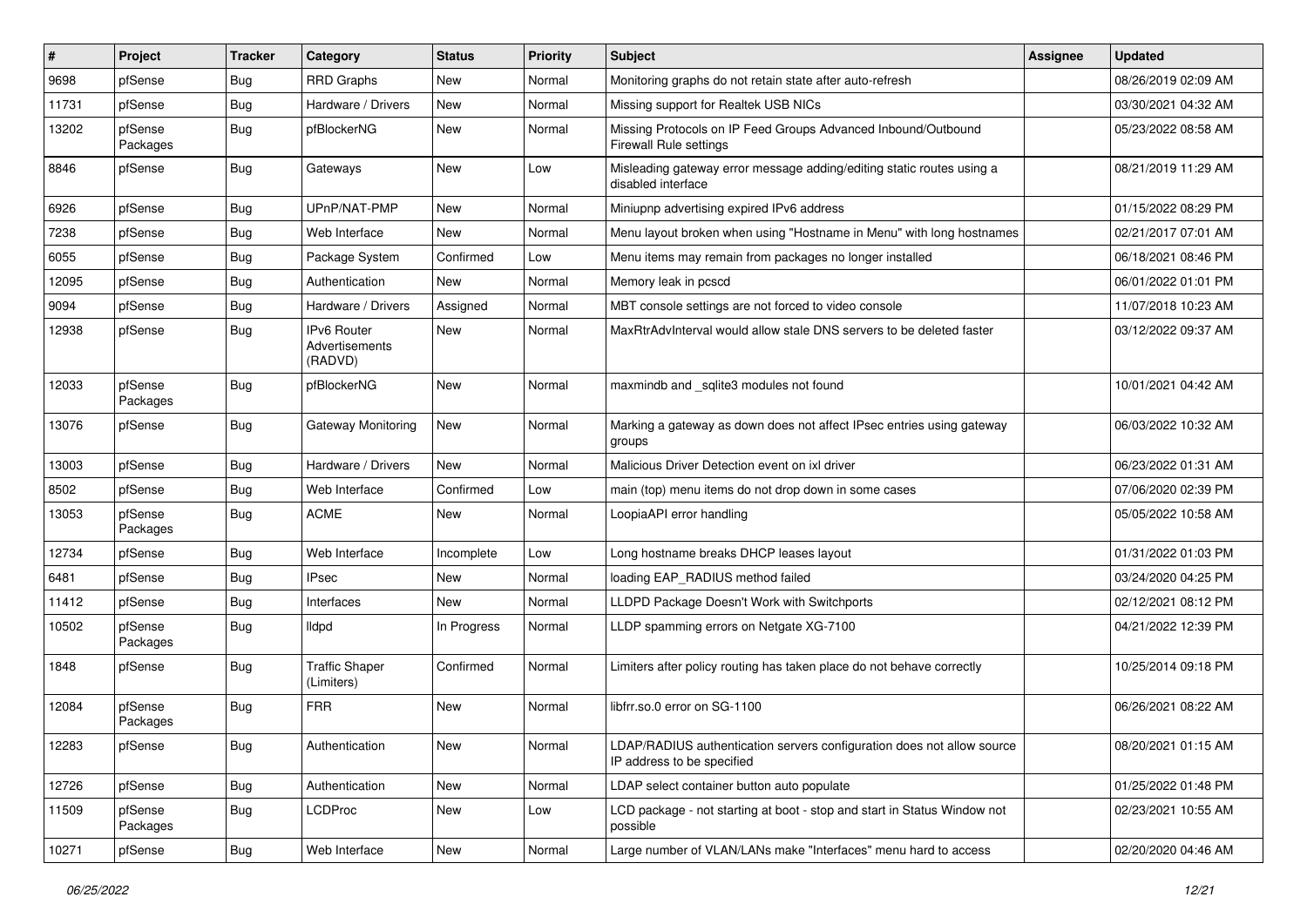| # | Project | Tracker | Category | Status | Priority | Subject | Assignee | Updated |
|---|---|---|---|---|---|---|---|---|
| 9698 | pfSense | Bug | RRD Graphs | New | Normal | Monitoring graphs do not retain state after auto-refresh | | 08/26/2019 02:09 AM |
| 11731 | pfSense | Bug | Hardware / Drivers | New | Normal | Missing support for Realtek USB NICs | | 03/30/2021 04:32 AM |
| 13202 | pfSense Packages | Bug | pfBlockerNG | New | Normal | Missing Protocols on IP Feed Groups Advanced Inbound/Outbound Firewall Rule settings | | 05/23/2022 08:58 AM |
| 8846 | pfSense | Bug | Gateways | New | Low | Misleading gateway error message adding/editing static routes using a disabled interface | | 08/21/2019 11:29 AM |
| 6926 | pfSense | Bug | UPnP/NAT-PMP | New | Normal | Miniupnp advertising expired IPv6 address | | 01/15/2022 08:29 PM |
| 7238 | pfSense | Bug | Web Interface | New | Normal | Menu layout broken when using "Hostname in Menu" with long hostnames | | 02/21/2017 07:01 AM |
| 6055 | pfSense | Bug | Package System | Confirmed | Low | Menu items may remain from packages no longer installed | | 06/18/2021 08:46 PM |
| 12095 | pfSense | Bug | Authentication | New | Normal | Memory leak in pcscd | | 06/01/2022 01:01 PM |
| 9094 | pfSense | Bug | Hardware / Drivers | Assigned | Normal | MBT console settings are not forced to video console | | 11/07/2018 10:23 AM |
| 12938 | pfSense | Bug | IPv6 Router Advertisements (RADVD) | New | Normal | MaxRtrAdvInterval would allow stale DNS servers to be deleted faster | | 03/12/2022 09:37 AM |
| 12033 | pfSense Packages | Bug | pfBlockerNG | New | Normal | maxmindb and _sqlite3 modules not found | | 10/01/2021 04:42 AM |
| 13076 | pfSense | Bug | Gateway Monitoring | New | Normal | Marking a gateway as down does not affect IPsec entries using gateway groups | | 06/03/2022 10:32 AM |
| 13003 | pfSense | Bug | Hardware / Drivers | New | Normal | Malicious Driver Detection event on ixl driver | | 06/23/2022 01:31 AM |
| 8502 | pfSense | Bug | Web Interface | Confirmed | Low | main (top) menu items do not drop down in some cases | | 07/06/2020 02:39 PM |
| 13053 | pfSense Packages | Bug | ACME | New | Normal | LoopiaAPI error handling | | 05/05/2022 10:58 AM |
| 12734 | pfSense | Bug | Web Interface | Incomplete | Low | Long hostname breaks DHCP leases layout | | 01/31/2022 01:03 PM |
| 6481 | pfSense | Bug | IPsec | New | Normal | loading EAP_RADIUS method failed | | 03/24/2020 04:25 PM |
| 11412 | pfSense | Bug | Interfaces | New | Normal | LLDPD Package Doesn't Work with Switchports | | 02/12/2021 08:12 PM |
| 10502 | pfSense Packages | Bug | lldpd | In Progress | Normal | LLDP spamming errors on Netgate XG-7100 | | 04/21/2022 12:39 PM |
| 1848 | pfSense | Bug | Traffic Shaper (Limiters) | Confirmed | Normal | Limiters after policy routing has taken place do not behave correctly | | 10/25/2014 09:18 PM |
| 12084 | pfSense Packages | Bug | FRR | New | Normal | libfrr.so.0 error on SG-1100 | | 06/26/2021 08:22 AM |
| 12283 | pfSense | Bug | Authentication | New | Normal | LDAP/RADIUS authentication servers configuration does not allow source IP address to be specified | | 08/20/2021 01:15 AM |
| 12726 | pfSense | Bug | Authentication | New | Normal | LDAP select container button auto populate | | 01/25/2022 01:48 PM |
| 11509 | pfSense Packages | Bug | LCDProc | New | Low | LCD package - not starting at boot - stop and start in Status Window not possible | | 02/23/2021 10:55 AM |
| 10271 | pfSense | Bug | Web Interface | New | Normal | Large number of VLAN/LANs make "Interfaces" menu hard to access | | 02/20/2020 04:46 AM |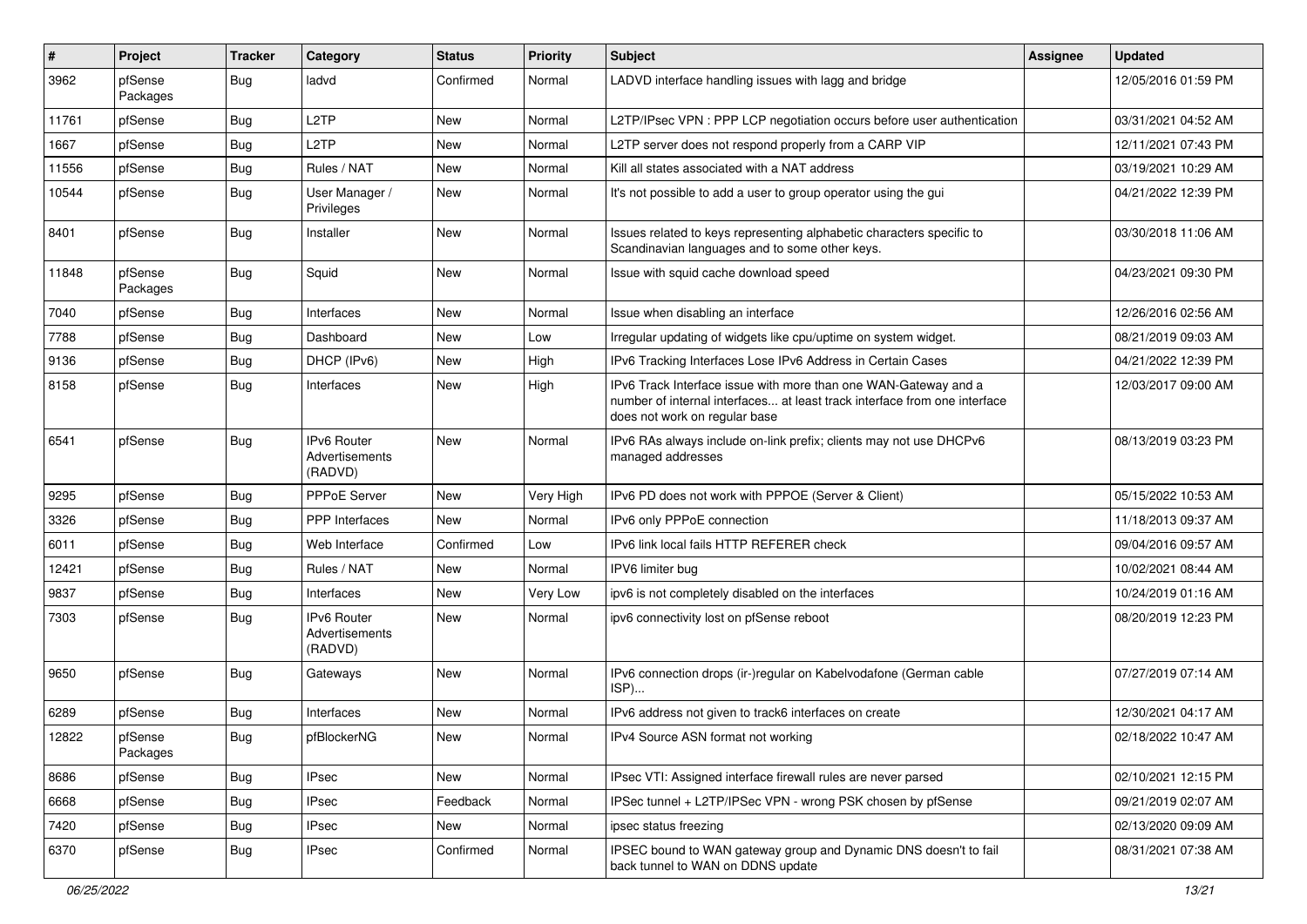| # | Project | Tracker | Category | Status | Priority | Subject | Assignee | Updated |
|---|---|---|---|---|---|---|---|---|
| 3962 | pfSense Packages | Bug | ladvd | Confirmed | Normal | LADVD interface handling issues with lagg and bridge | | 12/05/2016 01:59 PM |
| 11761 | pfSense | Bug | L2TP | New | Normal | L2TP/IPsec VPN : PPP LCP negotiation occurs before user authentication | | 03/31/2021 04:52 AM |
| 1667 | pfSense | Bug | L2TP | New | Normal | L2TP server does not respond properly from a CARP VIP | | 12/11/2021 07:43 PM |
| 11556 | pfSense | Bug | Rules / NAT | New | Normal | Kill all states associated with a NAT address | | 03/19/2021 10:29 AM |
| 10544 | pfSense | Bug | User Manager / Privileges | New | Normal | It's not possible to add a user to group operator using the gui | | 04/21/2022 12:39 PM |
| 8401 | pfSense | Bug | Installer | New | Normal | Issues related to keys representing alphabetic characters specific to Scandinavian languages and to some other keys. | | 03/30/2018 11:06 AM |
| 11848 | pfSense Packages | Bug | Squid | New | Normal | Issue with squid cache download speed | | 04/23/2021 09:30 PM |
| 7040 | pfSense | Bug | Interfaces | New | Normal | Issue when disabling an interface | | 12/26/2016 02:56 AM |
| 7788 | pfSense | Bug | Dashboard | New | Low | Irregular updating of widgets like cpu/uptime on system widget. | | 08/21/2019 09:03 AM |
| 9136 | pfSense | Bug | DHCP (IPv6) | New | High | IPv6 Tracking Interfaces Lose IPv6 Address in Certain Cases | | 04/21/2022 12:39 PM |
| 8158 | pfSense | Bug | Interfaces | New | High | IPv6 Track Interface issue with more than one WAN-Gateway and a number of internal interfaces... at least track interface from one interface does not work on regular base | | 12/03/2017 09:00 AM |
| 6541 | pfSense | Bug | IPv6 Router Advertisements (RADVD) | New | Normal | IPv6 RAs always include on-link prefix; clients may not use DHCPv6 managed addresses | | 08/13/2019 03:23 PM |
| 9295 | pfSense | Bug | PPPoE Server | New | Very High | IPv6 PD does not work with PPPOE (Server & Client) | | 05/15/2022 10:53 AM |
| 3326 | pfSense | Bug | PPP Interfaces | New | Normal | IPv6 only PPPoE connection | | 11/18/2013 09:37 AM |
| 6011 | pfSense | Bug | Web Interface | Confirmed | Low | IPv6 link local fails HTTP REFERER check | | 09/04/2016 09:57 AM |
| 12421 | pfSense | Bug | Rules / NAT | New | Normal | IPV6 limiter bug | | 10/02/2021 08:44 AM |
| 9837 | pfSense | Bug | Interfaces | New | Very Low | ipv6 is not completely disabled on the interfaces | | 10/24/2019 01:16 AM |
| 7303 | pfSense | Bug | IPv6 Router Advertisements (RADVD) | New | Normal | ipv6 connectivity lost on pfSense reboot | | 08/20/2019 12:23 PM |
| 9650 | pfSense | Bug | Gateways | New | Normal | IPv6 connection drops (ir-)regular on Kabelvodafone (German cable ISP)... | | 07/27/2019 07:14 AM |
| 6289 | pfSense | Bug | Interfaces | New | Normal | IPv6 address not given to track6 interfaces on create | | 12/30/2021 04:17 AM |
| 12822 | pfSense Packages | Bug | pfBlockerNG | New | Normal | IPv4 Source ASN format not working | | 02/18/2022 10:47 AM |
| 8686 | pfSense | Bug | IPsec | New | Normal | IPsec VTI: Assigned interface firewall rules are never parsed | | 02/10/2021 12:15 PM |
| 6668 | pfSense | Bug | IPsec | Feedback | Normal | IPSec tunnel + L2TP/IPSec VPN - wrong PSK chosen by pfSense | | 09/21/2019 02:07 AM |
| 7420 | pfSense | Bug | IPsec | New | Normal | ipsec status freezing | | 02/13/2020 09:09 AM |
| 6370 | pfSense | Bug | IPsec | Confirmed | Normal | IPSEC bound to WAN gateway group and Dynamic DNS doesn't to fail back tunnel to WAN on DDNS update | | 08/31/2021 07:38 AM |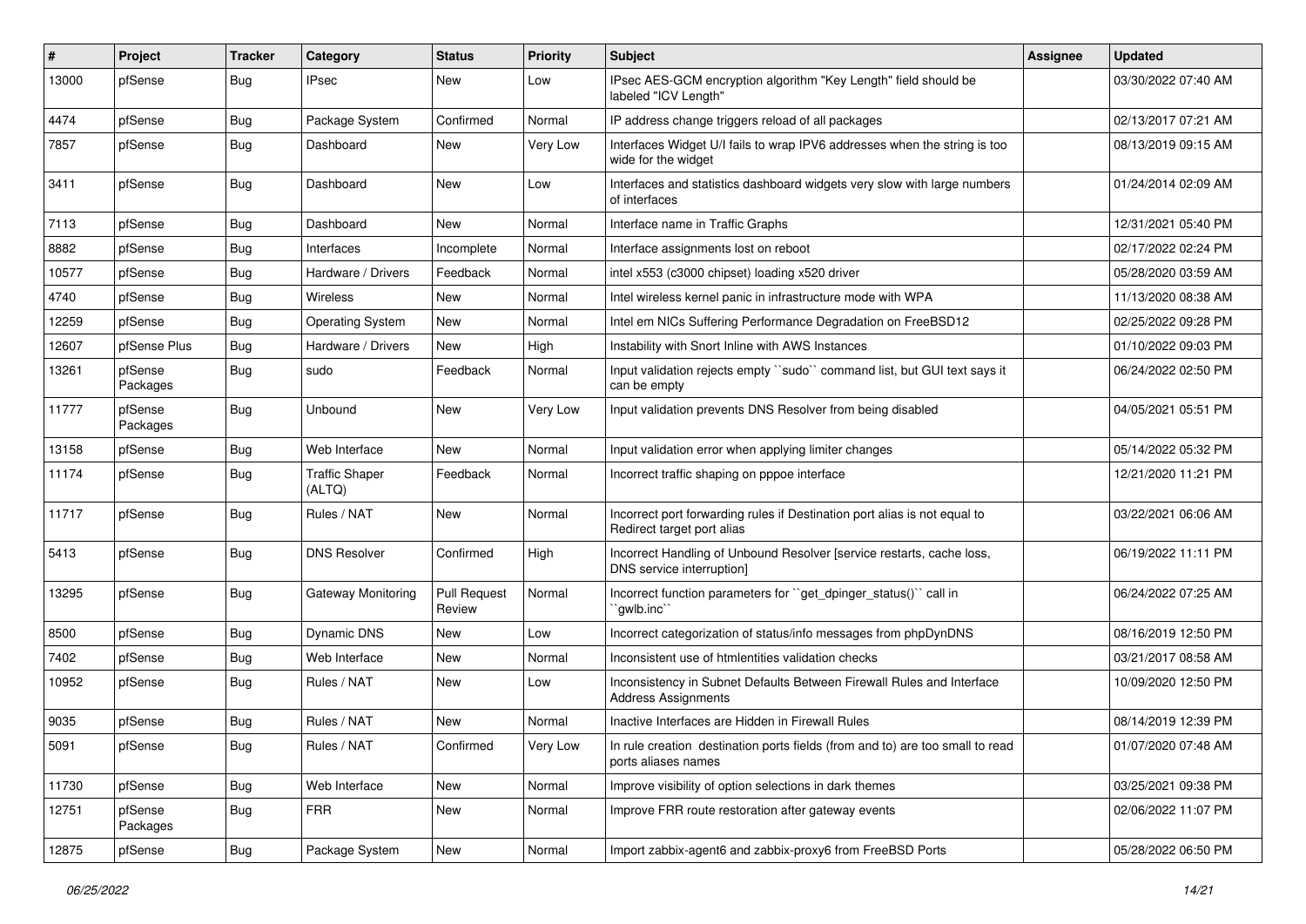| # | Project | Tracker | Category | Status | Priority | Subject | Assignee | Updated |
|---|---|---|---|---|---|---|---|---|
| 13000 | pfSense | Bug | IPsec | New | Low | IPsec AES-GCM encryption algorithm "Key Length" field should be labeled "ICV Length" | | 03/30/2022 07:40 AM |
| 4474 | pfSense | Bug | Package System | Confirmed | Normal | IP address change triggers reload of all packages | | 02/13/2017 07:21 AM |
| 7857 | pfSense | Bug | Dashboard | New | Very Low | Interfaces Widget U/I fails to wrap IPV6 addresses when the string is too wide for the widget | | 08/13/2019 09:15 AM |
| 3411 | pfSense | Bug | Dashboard | New | Low | Interfaces and statistics dashboard widgets very slow with large numbers of interfaces | | 01/24/2014 02:09 AM |
| 7113 | pfSense | Bug | Dashboard | New | Normal | Interface name in Traffic Graphs | | 12/31/2021 05:40 PM |
| 8882 | pfSense | Bug | Interfaces | Incomplete | Normal | Interface assignments lost on reboot | | 02/17/2022 02:24 PM |
| 10577 | pfSense | Bug | Hardware / Drivers | Feedback | Normal | intel x553 (c3000 chipset) loading x520 driver | | 05/28/2020 03:59 AM |
| 4740 | pfSense | Bug | Wireless | New | Normal | Intel wireless kernel panic in infrastructure mode with WPA | | 11/13/2020 08:38 AM |
| 12259 | pfSense | Bug | Operating System | New | Normal | Intel em NICs Suffering Performance Degradation on FreeBSD12 | | 02/25/2022 09:28 PM |
| 12607 | pfSense Plus | Bug | Hardware / Drivers | New | High | Instability with Snort Inline with AWS Instances | | 01/10/2022 09:03 PM |
| 13261 | pfSense Packages | Bug | sudo | Feedback | Normal | Input validation rejects empty ``sudo`` command list, but GUI text says it can be empty | | 06/24/2022 02:50 PM |
| 11777 | pfSense Packages | Bug | Unbound | New | Very Low | Input validation prevents DNS Resolver from being disabled | | 04/05/2021 05:51 PM |
| 13158 | pfSense | Bug | Web Interface | New | Normal | Input validation error when applying limiter changes | | 05/14/2022 05:32 PM |
| 11174 | pfSense | Bug | Traffic Shaper (ALTQ) | Feedback | Normal | Incorrect traffic shaping on pppoe interface | | 12/21/2020 11:21 PM |
| 11717 | pfSense | Bug | Rules / NAT | New | Normal | Incorrect port forwarding rules if Destination port alias is not equal to Redirect target port alias | | 03/22/2021 06:06 AM |
| 5413 | pfSense | Bug | DNS Resolver | Confirmed | High | Incorrect Handling of Unbound Resolver [service restarts, cache loss, DNS service interruption] | | 06/19/2022 11:11 PM |
| 13295 | pfSense | Bug | Gateway Monitoring | Pull Request Review | Normal | Incorrect function parameters for ``get_dpinger_status()`` call in ``gwlb.inc`` | | 06/24/2022 07:25 AM |
| 8500 | pfSense | Bug | Dynamic DNS | New | Low | Incorrect categorization of status/info messages from phpDynDNS | | 08/16/2019 12:50 PM |
| 7402 | pfSense | Bug | Web Interface | New | Normal | Inconsistent use of htmlentities validation checks | | 03/21/2017 08:58 AM |
| 10952 | pfSense | Bug | Rules / NAT | New | Low | Inconsistency in Subnet Defaults Between Firewall Rules and Interface Address Assignments | | 10/09/2020 12:50 PM |
| 9035 | pfSense | Bug | Rules / NAT | New | Normal | Inactive Interfaces are Hidden in Firewall Rules | | 08/14/2019 12:39 PM |
| 5091 | pfSense | Bug | Rules / NAT | Confirmed | Very Low | In rule creation destination ports fields (from and to) are too small to read ports aliases names | | 01/07/2020 07:48 AM |
| 11730 | pfSense | Bug | Web Interface | New | Normal | Improve visibility of option selections in dark themes | | 03/25/2021 09:38 PM |
| 12751 | pfSense Packages | Bug | FRR | New | Normal | Improve FRR route restoration after gateway events | | 02/06/2022 11:07 PM |
| 12875 | pfSense | Bug | Package System | New | Normal | Import zabbix-agent6 and zabbix-proxy6 from FreeBSD Ports | | 05/28/2022 06:50 PM |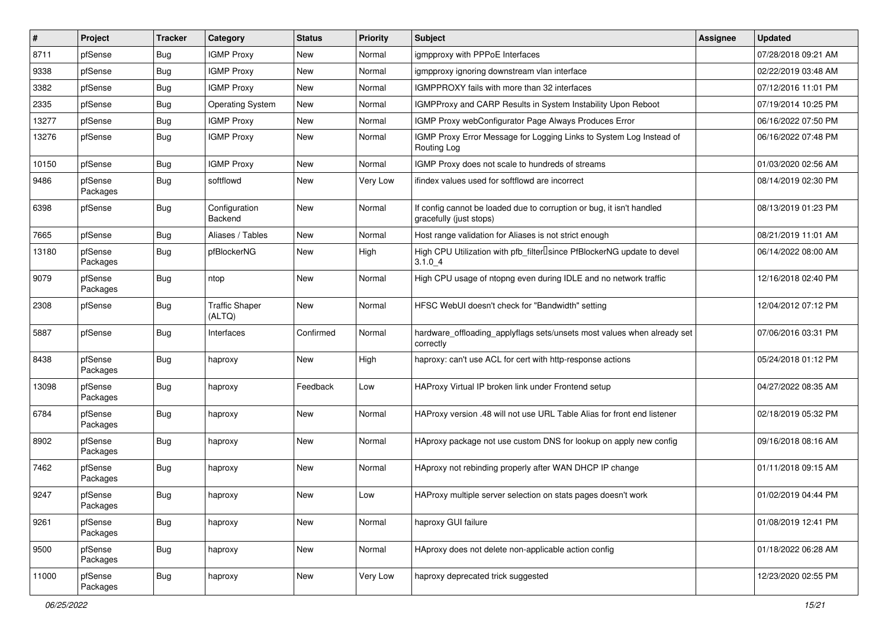| # | Project | Tracker | Category | Status | Priority | Subject | Assignee | Updated |
|---|---|---|---|---|---|---|---|---|
| 8711 | pfSense | Bug | IGMP Proxy | New | Normal | igmpproxy with PPPoE Interfaces | | 07/28/2018 09:21 AM |
| 9338 | pfSense | Bug | IGMP Proxy | New | Normal | igmpproxy ignoring downstream vlan interface | | 02/22/2019 03:48 AM |
| 3382 | pfSense | Bug | IGMP Proxy | New | Normal | IGMPPROXY fails with more than 32 interfaces | | 07/12/2016 11:01 PM |
| 2335 | pfSense | Bug | Operating System | New | Normal | IGMPProxy and CARP Results in System Instability Upon Reboot | | 07/19/2014 10:25 PM |
| 13277 | pfSense | Bug | IGMP Proxy | New | Normal | IGMP Proxy webConfigurator Page Always Produces Error | | 06/16/2022 07:50 PM |
| 13276 | pfSense | Bug | IGMP Proxy | New | Normal | IGMP Proxy Error Message for Logging Links to System Log Instead of Routing Log | | 06/16/2022 07:48 PM |
| 10150 | pfSense | Bug | IGMP Proxy | New | Normal | IGMP Proxy does not scale to hundreds of streams | | 01/03/2020 02:56 AM |
| 9486 | pfSense Packages | Bug | softflowd | New | Very Low | ifindex values used for softflowd are incorrect | | 08/14/2019 02:30 PM |
| 6398 | pfSense | Bug | Configuration Backend | New | Normal | If config cannot be loaded due to corruption or bug, it isn't handled gracefully (just stops) | | 08/13/2019 01:23 PM |
| 7665 | pfSense | Bug | Aliases / Tables | New | Normal | Host range validation for Aliases is not strict enough | | 08/21/2019 11:01 AM |
| 13180 | pfSense Packages | Bug | pfBlockerNG | New | High | High CPU Utilization with pfb_filter since PfBlockerNG update to devel 3.1.0_4 | | 06/14/2022 08:00 AM |
| 9079 | pfSense Packages | Bug | ntop | New | Normal | High CPU usage of ntopng even during IDLE and no network traffic | | 12/16/2018 02:40 PM |
| 2308 | pfSense | Bug | Traffic Shaper (ALTQ) | New | Normal | HFSC WebUI doesn't check for "Bandwidth" setting | | 12/04/2012 07:12 PM |
| 5887 | pfSense | Bug | Interfaces | Confirmed | Normal | hardware_offloading_applyflags sets/unsets most values when already set correctly | | 07/06/2016 03:31 PM |
| 8438 | pfSense Packages | Bug | haproxy | New | High | haproxy: can't use ACL for cert with http-response actions | | 05/24/2018 01:12 PM |
| 13098 | pfSense Packages | Bug | haproxy | Feedback | Low | HAProxy Virtual IP broken link under Frontend setup | | 04/27/2022 08:35 AM |
| 6784 | pfSense Packages | Bug | haproxy | New | Normal | HAProxy version .48 will not use URL Table Alias for front end listener | | 02/18/2019 05:32 PM |
| 8902 | pfSense Packages | Bug | haproxy | New | Normal | HAproxy package not use custom DNS for lookup on apply new config | | 09/16/2018 08:16 AM |
| 7462 | pfSense Packages | Bug | haproxy | New | Normal | HAproxy not rebinding properly after WAN DHCP IP change | | 01/11/2018 09:15 AM |
| 9247 | pfSense Packages | Bug | haproxy | New | Low | HAProxy multiple server selection on stats pages doesn't work | | 01/02/2019 04:44 PM |
| 9261 | pfSense Packages | Bug | haproxy | New | Normal | haproxy GUI failure | | 01/08/2019 12:41 PM |
| 9500 | pfSense Packages | Bug | haproxy | New | Normal | HAproxy does not delete non-applicable action config | | 01/18/2022 06:28 AM |
| 11000 | pfSense Packages | Bug | haproxy | New | Very Low | haproxy deprecated trick suggested | | 12/23/2020 02:55 PM |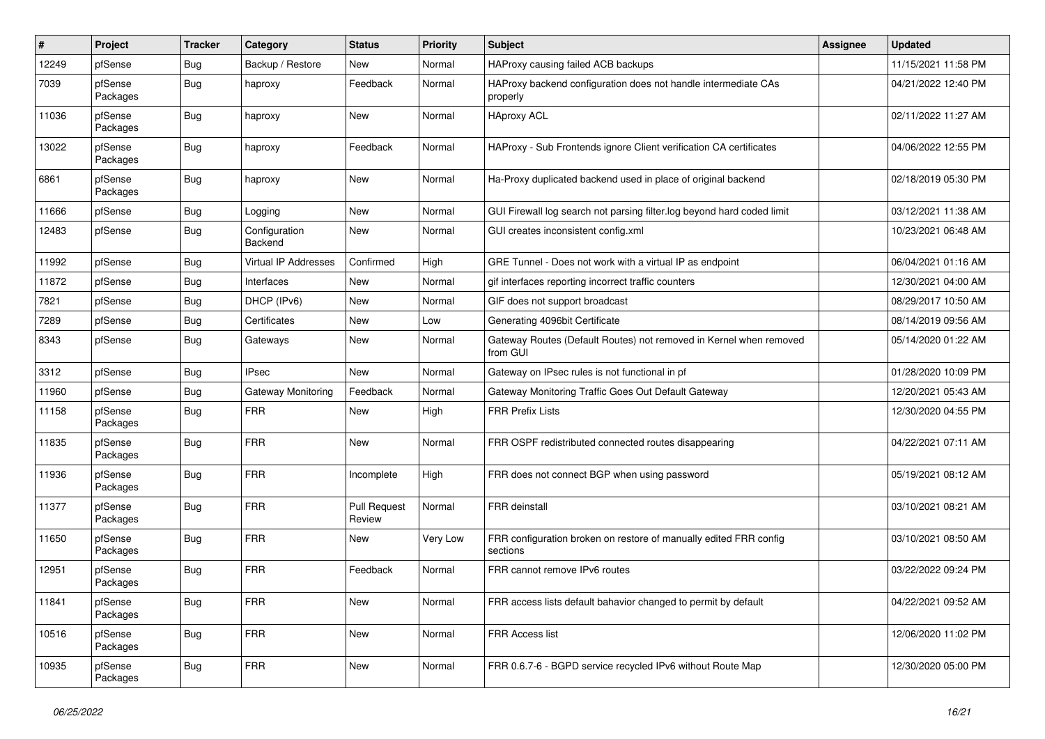| # | Project | Tracker | Category | Status | Priority | Subject | Assignee | Updated |
|---|---|---|---|---|---|---|---|---|
| 12249 | pfSense | Bug | Backup / Restore | New | Normal | HAProxy causing failed ACB backups | | 11/15/2021 11:58 PM |
| 7039 | pfSense Packages | Bug | haproxy | Feedback | Normal | HAProxy backend configuration does not handle intermediate CAs properly | | 04/21/2022 12:40 PM |
| 11036 | pfSense Packages | Bug | haproxy | New | Normal | HAproxy ACL | | 02/11/2022 11:27 AM |
| 13022 | pfSense Packages | Bug | haproxy | Feedback | Normal | HAProxy - Sub Frontends ignore Client verification CA certificates | | 04/06/2022 12:55 PM |
| 6861 | pfSense Packages | Bug | haproxy | New | Normal | Ha-Proxy duplicated backend used in place of original backend | | 02/18/2019 05:30 PM |
| 11666 | pfSense | Bug | Logging | New | Normal | GUI Firewall log search not parsing filter.log beyond hard coded limit | | 03/12/2021 11:38 AM |
| 12483 | pfSense | Bug | Configuration Backend | New | Normal | GUI creates inconsistent config.xml | | 10/23/2021 06:48 AM |
| 11992 | pfSense | Bug | Virtual IP Addresses | Confirmed | High | GRE Tunnel - Does not work with a virtual IP as endpoint | | 06/04/2021 01:16 AM |
| 11872 | pfSense | Bug | Interfaces | New | Normal | gif interfaces reporting incorrect traffic counters | | 12/30/2021 04:00 AM |
| 7821 | pfSense | Bug | DHCP (IPv6) | New | Normal | GIF does not support broadcast | | 08/29/2017 10:50 AM |
| 7289 | pfSense | Bug | Certificates | New | Low | Generating 4096bit Certificate | | 08/14/2019 09:56 AM |
| 8343 | pfSense | Bug | Gateways | New | Normal | Gateway Routes (Default Routes) not removed in Kernel when removed from GUI | | 05/14/2020 01:22 AM |
| 3312 | pfSense | Bug | IPsec | New | Normal | Gateway on IPsec rules is not functional in pf | | 01/28/2020 10:09 PM |
| 11960 | pfSense | Bug | Gateway Monitoring | Feedback | Normal | Gateway Monitoring Traffic Goes Out Default Gateway | | 12/20/2021 05:43 AM |
| 11158 | pfSense Packages | Bug | FRR | New | High | FRR Prefix Lists | | 12/30/2020 04:55 PM |
| 11835 | pfSense Packages | Bug | FRR | New | Normal | FRR OSPF redistributed connected routes disappearing | | 04/22/2021 07:11 AM |
| 11936 | pfSense Packages | Bug | FRR | Incomplete | High | FRR does not connect BGP when using password | | 05/19/2021 08:12 AM |
| 11377 | pfSense Packages | Bug | FRR | Pull Request Review | Normal | FRR deinstall | | 03/10/2021 08:21 AM |
| 11650 | pfSense Packages | Bug | FRR | New | Very Low | FRR configuration broken on restore of manually edited FRR config sections | | 03/10/2021 08:50 AM |
| 12951 | pfSense Packages | Bug | FRR | Feedback | Normal | FRR cannot remove IPv6 routes | | 03/22/2022 09:24 PM |
| 11841 | pfSense Packages | Bug | FRR | New | Normal | FRR access lists default bahavior changed to permit by default | | 04/22/2021 09:52 AM |
| 10516 | pfSense Packages | Bug | FRR | New | Normal | FRR Access list | | 12/06/2020 11:02 PM |
| 10935 | pfSense Packages | Bug | FRR | New | Normal | FRR 0.6.7-6 - BGPD service recycled IPv6 without Route Map | | 12/30/2020 05:00 PM |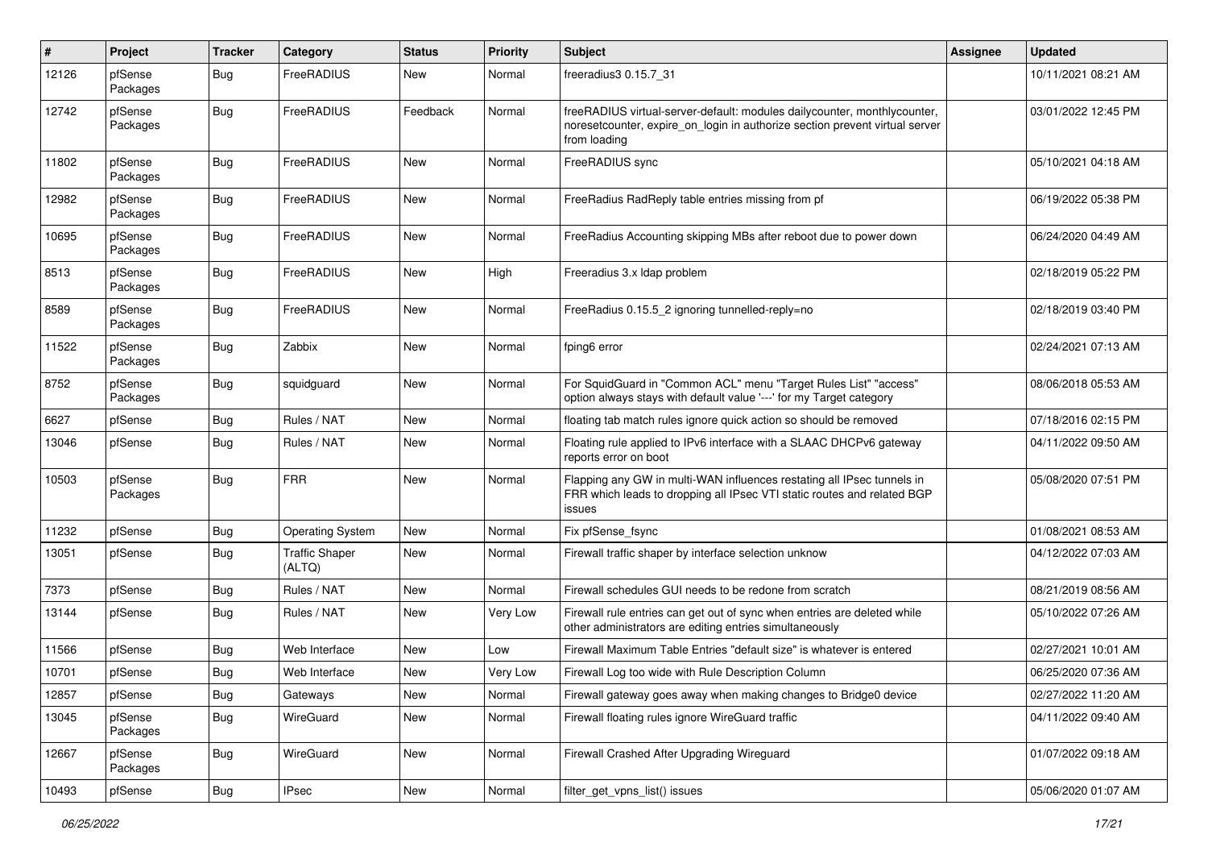| # | Project | Tracker | Category | Status | Priority | Subject | Assignee | Updated |
|---|---|---|---|---|---|---|---|---|
| 12126 | pfSense Packages | Bug | FreeRADIUS | New | Normal | freeradius3 0.15.7_31 | | 10/11/2021 08:21 AM |
| 12742 | pfSense Packages | Bug | FreeRADIUS | Feedback | Normal | freeRADIUS virtual-server-default: modules dailycounter, monthlycounter, noresetcounter, expire_on_login in authorize section prevent virtual server from loading | | 03/01/2022 12:45 PM |
| 11802 | pfSense Packages | Bug | FreeRADIUS | New | Normal | FreeRADIUS sync | | 05/10/2021 04:18 AM |
| 12982 | pfSense Packages | Bug | FreeRADIUS | New | Normal | FreeRadius RadReply table entries missing from pf | | 06/19/2022 05:38 PM |
| 10695 | pfSense Packages | Bug | FreeRADIUS | New | Normal | FreeRadius Accounting skipping MBs after reboot due to power down | | 06/24/2020 04:49 AM |
| 8513 | pfSense Packages | Bug | FreeRADIUS | New | High | Freeradius 3.x ldap problem | | 02/18/2019 05:22 PM |
| 8589 | pfSense Packages | Bug | FreeRADIUS | New | Normal | FreeRadius 0.15.5_2 ignoring tunnelled-reply=no | | 02/18/2019 03:40 PM |
| 11522 | pfSense Packages | Bug | Zabbix | New | Normal | fping6 error | | 02/24/2021 07:13 AM |
| 8752 | pfSense Packages | Bug | squidguard | New | Normal | For SquidGuard in "Common ACL" menu "Target Rules List" "access" option always stays with default value '---' for my Target category | | 08/06/2018 05:53 AM |
| 6627 | pfSense | Bug | Rules / NAT | New | Normal | floating tab match rules ignore quick action so should be removed | | 07/18/2016 02:15 PM |
| 13046 | pfSense | Bug | Rules / NAT | New | Normal | Floating rule applied to IPv6 interface with a SLAAC DHCPv6 gateway reports error on boot | | 04/11/2022 09:50 AM |
| 10503 | pfSense Packages | Bug | FRR | New | Normal | Flapping any GW in multi-WAN influences restating all IPsec tunnels in FRR which leads to dropping all IPsec VTI static routes and related BGP issues | | 05/08/2020 07:51 PM |
| 11232 | pfSense | Bug | Operating System | New | Normal | Fix pfSense_fsync | | 01/08/2021 08:53 AM |
| 13051 | pfSense | Bug | Traffic Shaper (ALTQ) | New | Normal | Firewall traffic shaper by interface selection unknow | | 04/12/2022 07:03 AM |
| 7373 | pfSense | Bug | Rules / NAT | New | Normal | Firewall schedules GUI needs to be redone from scratch | | 08/21/2019 08:56 AM |
| 13144 | pfSense | Bug | Rules / NAT | New | Very Low | Firewall rule entries can get out of sync when entries are deleted while other administrators are editing entries simultaneously | | 05/10/2022 07:26 AM |
| 11566 | pfSense | Bug | Web Interface | New | Low | Firewall Maximum Table Entries "default size" is whatever is entered | | 02/27/2021 10:01 AM |
| 10701 | pfSense | Bug | Web Interface | New | Very Low | Firewall Log too wide with Rule Description Column | | 06/25/2020 07:36 AM |
| 12857 | pfSense | Bug | Gateways | New | Normal | Firewall gateway goes away when making changes to Bridge0 device | | 02/27/2022 11:20 AM |
| 13045 | pfSense Packages | Bug | WireGuard | New | Normal | Firewall floating rules ignore WireGuard traffic | | 04/11/2022 09:40 AM |
| 12667 | pfSense Packages | Bug | WireGuard | New | Normal | Firewall Crashed After Upgrading Wireguard | | 01/07/2022 09:18 AM |
| 10493 | pfSense | Bug | IPsec | New | Normal | filter_get_vpns_list() issues | | 05/06/2020 01:07 AM |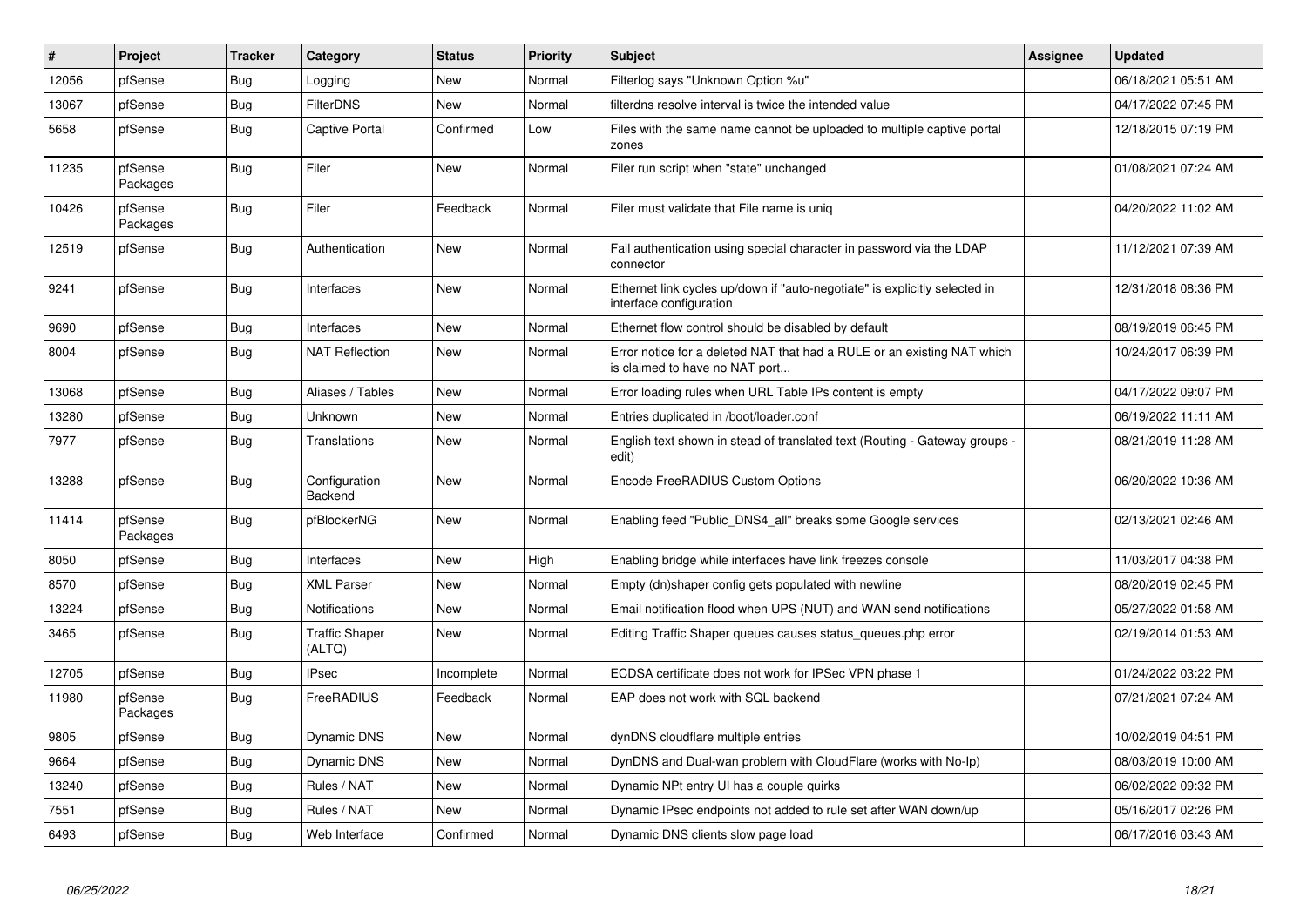| # | Project | Tracker | Category | Status | Priority | Subject | Assignee | Updated |
|---|---|---|---|---|---|---|---|---|
| 12056 | pfSense | Bug | Logging | New | Normal | Filterlog says "Unknown Option %u" | | 06/18/2021 05:51 AM |
| 13067 | pfSense | Bug | FilterDNS | New | Normal | filterdns resolve interval is twice the intended value | | 04/17/2022 07:45 PM |
| 5658 | pfSense | Bug | Captive Portal | Confirmed | Low | Files with the same name cannot be uploaded to multiple captive portal zones | | 12/18/2015 07:19 PM |
| 11235 | pfSense Packages | Bug | Filer | New | Normal | Filer run script when "state" unchanged | | 01/08/2021 07:24 AM |
| 10426 | pfSense Packages | Bug | Filer | Feedback | Normal | Filer must validate that File name is uniq | | 04/20/2022 11:02 AM |
| 12519 | pfSense | Bug | Authentication | New | Normal | Fail authentication using special character in password via the LDAP connector | | 11/12/2021 07:39 AM |
| 9241 | pfSense | Bug | Interfaces | New | Normal | Ethernet link cycles up/down if "auto-negotiate" is explicitly selected in interface configuration | | 12/31/2018 08:36 PM |
| 9690 | pfSense | Bug | Interfaces | New | Normal | Ethernet flow control should be disabled by default | | 08/19/2019 06:45 PM |
| 8004 | pfSense | Bug | NAT Reflection | New | Normal | Error notice for a deleted NAT that had a RULE or an existing NAT which is claimed to have no NAT port... | | 10/24/2017 06:39 PM |
| 13068 | pfSense | Bug | Aliases / Tables | New | Normal | Error loading rules when URL Table IPs content is empty | | 04/17/2022 09:07 PM |
| 13280 | pfSense | Bug | Unknown | New | Normal | Entries duplicated in /boot/loader.conf | | 06/19/2022 11:11 AM |
| 7977 | pfSense | Bug | Translations | New | Normal | English text shown in stead of translated text (Routing - Gateway groups - edit) | | 08/21/2019 11:28 AM |
| 13288 | pfSense | Bug | Configuration Backend | New | Normal | Encode FreeRADIUS Custom Options | | 06/20/2022 10:36 AM |
| 11414 | pfSense Packages | Bug | pfBlockerNG | New | Normal | Enabling feed "Public_DNS4_all" breaks some Google services | | 02/13/2021 02:46 AM |
| 8050 | pfSense | Bug | Interfaces | New | High | Enabling bridge while interfaces have link freezes console | | 11/03/2017 04:38 PM |
| 8570 | pfSense | Bug | XML Parser | New | Normal | Empty (dn)shaper config gets populated with newline | | 08/20/2019 02:45 PM |
| 13224 | pfSense | Bug | Notifications | New | Normal | Email notification flood when UPS (NUT) and WAN send notifications | | 05/27/2022 01:58 AM |
| 3465 | pfSense | Bug | Traffic Shaper (ALTQ) | New | Normal | Editing Traffic Shaper queues causes status_queues.php error | | 02/19/2014 01:53 AM |
| 12705 | pfSense | Bug | IPsec | Incomplete | Normal | ECDSA certificate does not work for IPSec VPN phase 1 | | 01/24/2022 03:22 PM |
| 11980 | pfSense Packages | Bug | FreeRADIUS | Feedback | Normal | EAP does not work with SQL backend | | 07/21/2021 07:24 AM |
| 9805 | pfSense | Bug | Dynamic DNS | New | Normal | dynDNS cloudflare multiple entries | | 10/02/2019 04:51 PM |
| 9664 | pfSense | Bug | Dynamic DNS | New | Normal | DynDNS and Dual-wan problem with CloudFlare (works with No-Ip) | | 08/03/2019 10:00 AM |
| 13240 | pfSense | Bug | Rules / NAT | New | Normal | Dynamic NPt entry UI has a couple quirks | | 06/02/2022 09:32 PM |
| 7551 | pfSense | Bug | Rules / NAT | New | Normal | Dynamic IPsec endpoints not added to rule set after WAN down/up | | 05/16/2017 02:26 PM |
| 6493 | pfSense | Bug | Web Interface | Confirmed | Normal | Dynamic DNS clients slow page load | | 06/17/2016 03:43 AM |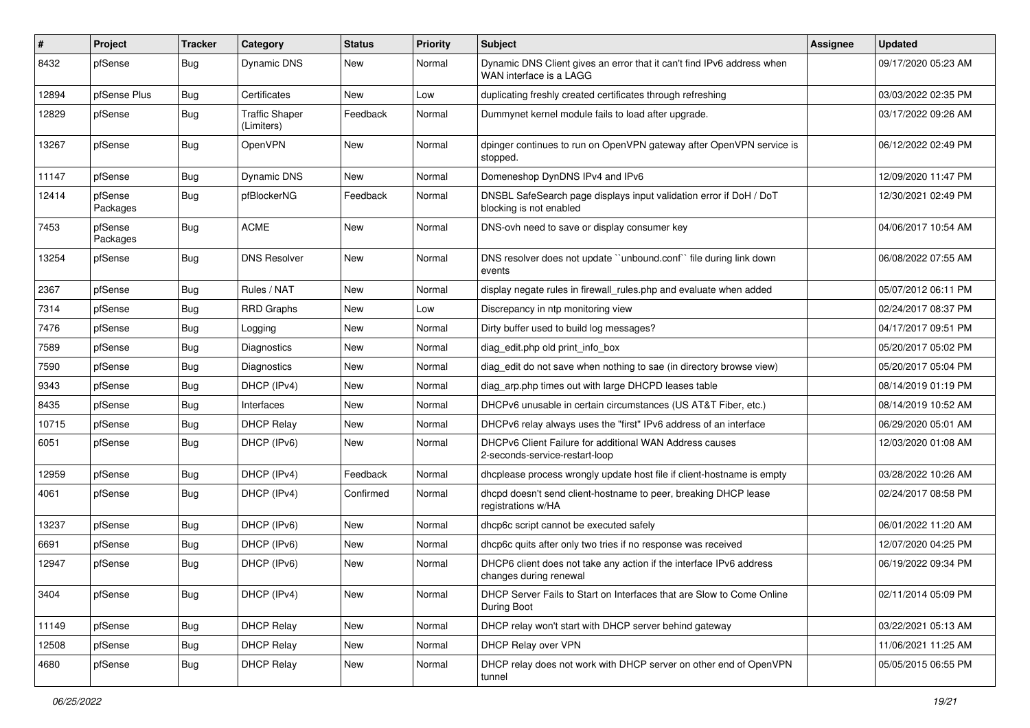| # | Project | Tracker | Category | Status | Priority | Subject | Assignee | Updated |
|---|---|---|---|---|---|---|---|---|
| 8432 | pfSense | Bug | Dynamic DNS | New | Normal | Dynamic DNS Client gives an error that it can't find IPv6 address when WAN interface is a LAGG | | 09/17/2020 05:23 AM |
| 12894 | pfSense Plus | Bug | Certificates | New | Low | duplicating freshly created certificates through refreshing | | 03/03/2022 02:35 PM |
| 12829 | pfSense | Bug | Traffic Shaper (Limiters) | Feedback | Normal | Dummynet kernel module fails to load after upgrade. | | 03/17/2022 09:26 AM |
| 13267 | pfSense | Bug | OpenVPN | New | Normal | dpinger continues to run on OpenVPN gateway after OpenVPN service is stopped. | | 06/12/2022 02:49 PM |
| 11147 | pfSense | Bug | Dynamic DNS | New | Normal | Domeneshop DynDNS IPv4 and IPv6 | | 12/09/2020 11:47 PM |
| 12414 | pfSense Packages | Bug | pfBlockerNG | Feedback | Normal | DNSBL SafeSearch page displays input validation error if DoH / DoT blocking is not enabled | | 12/30/2021 02:49 PM |
| 7453 | pfSense Packages | Bug | ACME | New | Normal | DNS-ovh need to save or display consumer key | | 04/06/2017 10:54 AM |
| 13254 | pfSense | Bug | DNS Resolver | New | Normal | DNS resolver does not update ``unbound.conf`` file during link down events | | 06/08/2022 07:55 AM |
| 2367 | pfSense | Bug | Rules / NAT | New | Normal | display negate rules in firewall_rules.php and evaluate when added | | 05/07/2012 06:11 PM |
| 7314 | pfSense | Bug | RRD Graphs | New | Low | Discrepancy in ntp monitoring view | | 02/24/2017 08:37 PM |
| 7476 | pfSense | Bug | Logging | New | Normal | Dirty buffer used to build log messages? | | 04/17/2017 09:51 PM |
| 7589 | pfSense | Bug | Diagnostics | New | Normal | diag_edit.php old print_info_box | | 05/20/2017 05:02 PM |
| 7590 | pfSense | Bug | Diagnostics | New | Normal | diag_edit do not save when nothing to sae (in directory browse view) | | 05/20/2017 05:04 PM |
| 9343 | pfSense | Bug | DHCP (IPv4) | New | Normal | diag_arp.php times out with large DHCPD leases table | | 08/14/2019 01:19 PM |
| 8435 | pfSense | Bug | Interfaces | New | Normal | DHCPv6 unusable in certain circumstances (US AT&T Fiber, etc.) | | 08/14/2019 10:52 AM |
| 10715 | pfSense | Bug | DHCP Relay | New | Normal | DHCPv6 relay always uses the "first" IPv6 address of an interface | | 06/29/2020 05:01 AM |
| 6051 | pfSense | Bug | DHCP (IPv6) | New | Normal | DHCPv6 Client Failure for additional WAN Address causes 2-seconds-service-restart-loop | | 12/03/2020 01:08 AM |
| 12959 | pfSense | Bug | DHCP (IPv4) | Feedback | Normal | dhcplease process wrongly update host file if client-hostname is empty | | 03/28/2022 10:26 AM |
| 4061 | pfSense | Bug | DHCP (IPv4) | Confirmed | Normal | dhcpd doesn't send client-hostname to peer, breaking DHCP lease registrations w/HA | | 02/24/2017 08:58 PM |
| 13237 | pfSense | Bug | DHCP (IPv6) | New | Normal | dhcp6c script cannot be executed safely | | 06/01/2022 11:20 AM |
| 6691 | pfSense | Bug | DHCP (IPv6) | New | Normal | dhcp6c quits after only two tries if no response was received | | 12/07/2020 04:25 PM |
| 12947 | pfSense | Bug | DHCP (IPv6) | New | Normal | DHCP6 client does not take any action if the interface IPv6 address changes during renewal | | 06/19/2022 09:34 PM |
| 3404 | pfSense | Bug | DHCP (IPv4) | New | Normal | DHCP Server Fails to Start on Interfaces that are Slow to Come Online During Boot | | 02/11/2014 05:09 PM |
| 11149 | pfSense | Bug | DHCP Relay | New | Normal | DHCP relay won't start with DHCP server behind gateway | | 03/22/2021 05:13 AM |
| 12508 | pfSense | Bug | DHCP Relay | New | Normal | DHCP Relay over VPN | | 11/06/2021 11:25 AM |
| 4680 | pfSense | Bug | DHCP Relay | New | Normal | DHCP relay does not work with DHCP server on other end of OpenVPN tunnel | | 05/05/2015 06:55 PM |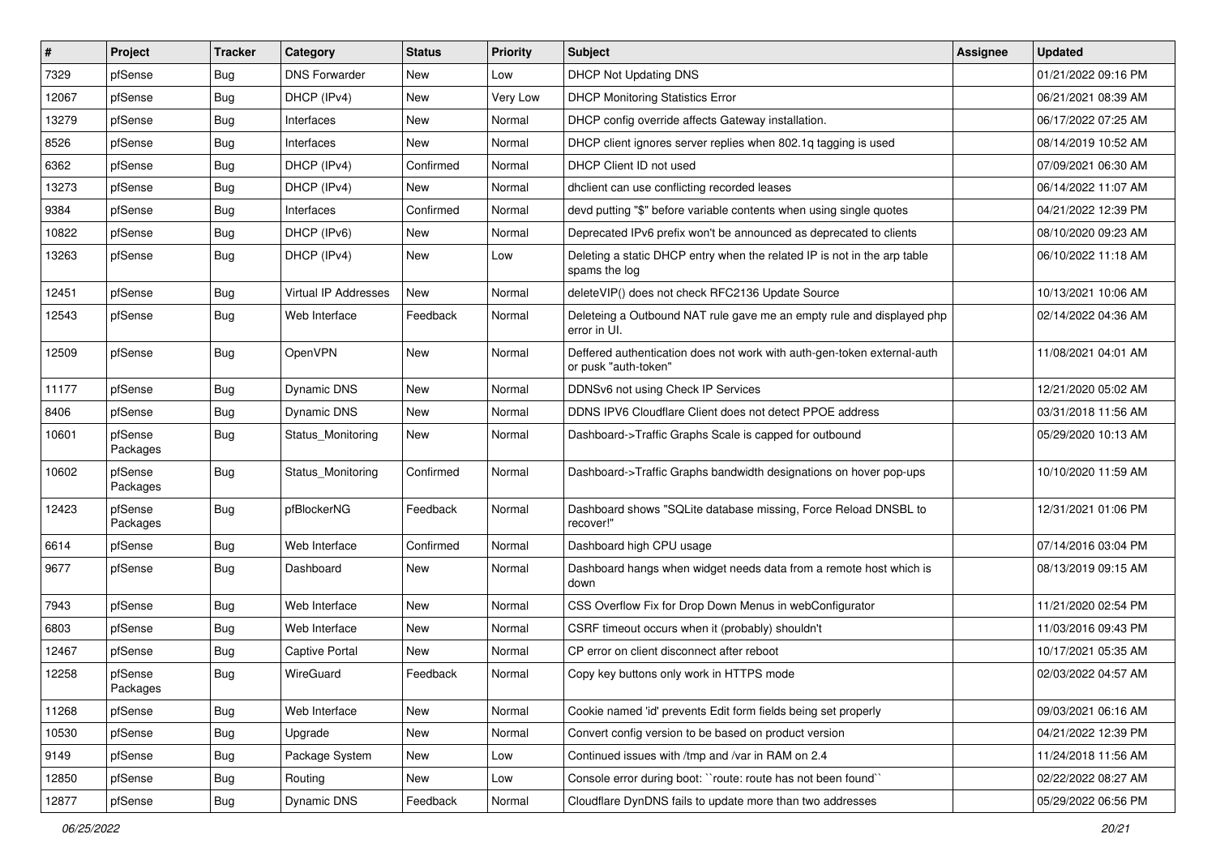| # | Project | Tracker | Category | Status | Priority | Subject | Assignee | Updated |
|---|---|---|---|---|---|---|---|---|
| 7329 | pfSense | Bug | DNS Forwarder | New | Low | DHCP Not Updating DNS | | 01/21/2022 09:16 PM |
| 12067 | pfSense | Bug | DHCP (IPv4) | New | Very Low | DHCP Monitoring Statistics Error | | 06/21/2021 08:39 AM |
| 13279 | pfSense | Bug | Interfaces | New | Normal | DHCP config override affects Gateway installation. | | 06/17/2022 07:25 AM |
| 8526 | pfSense | Bug | Interfaces | New | Normal | DHCP client ignores server replies when 802.1q tagging is used | | 08/14/2019 10:52 AM |
| 6362 | pfSense | Bug | DHCP (IPv4) | Confirmed | Normal | DHCP Client ID not used | | 07/09/2021 06:30 AM |
| 13273 | pfSense | Bug | DHCP (IPv4) | New | Normal | dhclient can use conflicting recorded leases | | 06/14/2022 11:07 AM |
| 9384 | pfSense | Bug | Interfaces | Confirmed | Normal | devd putting "$" before variable contents when using single quotes | | 04/21/2022 12:39 PM |
| 10822 | pfSense | Bug | DHCP (IPv6) | New | Normal | Deprecated IPv6 prefix won't be announced as deprecated to clients | | 08/10/2020 09:23 AM |
| 13263 | pfSense | Bug | DHCP (IPv4) | New | Low | Deleting a static DHCP entry when the related IP is not in the arp table spams the log | | 06/10/2022 11:18 AM |
| 12451 | pfSense | Bug | Virtual IP Addresses | New | Normal | deleteVIP() does not check RFC2136 Update Source | | 10/13/2021 10:06 AM |
| 12543 | pfSense | Bug | Web Interface | Feedback | Normal | Deleteing a Outbound NAT rule gave me an empty rule and displayed php error in UI. | | 02/14/2022 04:36 AM |
| 12509 | pfSense | Bug | OpenVPN | New | Normal | Deffered authentication does not work with auth-gen-token external-auth or pusk "auth-token" | | 11/08/2021 04:01 AM |
| 11177 | pfSense | Bug | Dynamic DNS | New | Normal | DDNSv6 not using Check IP Services | | 12/21/2020 05:02 AM |
| 8406 | pfSense | Bug | Dynamic DNS | New | Normal | DDNS IPV6 Cloudflare Client does not detect PPOE address | | 03/31/2018 11:56 AM |
| 10601 | pfSense Packages | Bug | Status_Monitoring | New | Normal | Dashboard->Traffic Graphs Scale is capped for outbound | | 05/29/2020 10:13 AM |
| 10602 | pfSense Packages | Bug | Status_Monitoring | Confirmed | Normal | Dashboard->Traffic Graphs bandwidth designations on hover pop-ups | | 10/10/2020 11:59 AM |
| 12423 | pfSense Packages | Bug | pfBlockerNG | Feedback | Normal | Dashboard shows "SQLite database missing, Force Reload DNSBL to recover!" | | 12/31/2021 01:06 PM |
| 6614 | pfSense | Bug | Web Interface | Confirmed | Normal | Dashboard high CPU usage | | 07/14/2016 03:04 PM |
| 9677 | pfSense | Bug | Dashboard | New | Normal | Dashboard hangs when widget needs data from a remote host which is down | | 08/13/2019 09:15 AM |
| 7943 | pfSense | Bug | Web Interface | New | Normal | CSS Overflow Fix for Drop Down Menus in webConfigurator | | 11/21/2020 02:54 PM |
| 6803 | pfSense | Bug | Web Interface | New | Normal | CSRF timeout occurs when it (probably) shouldn't | | 11/03/2016 09:43 PM |
| 12467 | pfSense | Bug | Captive Portal | New | Normal | CP error on client disconnect after reboot | | 10/17/2021 05:35 AM |
| 12258 | pfSense Packages | Bug | WireGuard | Feedback | Normal | Copy key buttons only work in HTTPS mode | | 02/03/2022 04:57 AM |
| 11268 | pfSense | Bug | Web Interface | New | Normal | Cookie named 'id' prevents Edit form fields being set properly | | 09/03/2021 06:16 AM |
| 10530 | pfSense | Bug | Upgrade | New | Normal | Convert config version to be based on product version | | 04/21/2022 12:39 PM |
| 9149 | pfSense | Bug | Package System | New | Low | Continued issues with /tmp and /var in RAM on 2.4 | | 11/24/2018 11:56 AM |
| 12850 | pfSense | Bug | Routing | New | Low | Console error during boot: ``route: route has not been found`` | | 02/22/2022 08:27 AM |
| 12877 | pfSense | Bug | Dynamic DNS | Feedback | Normal | Cloudflare DynDNS fails to update more than two addresses | | 05/29/2022 06:56 PM |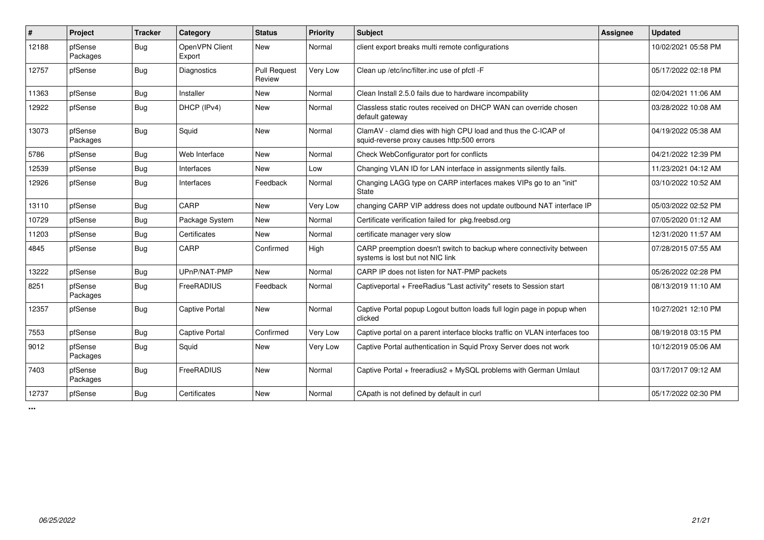| # | Project | Tracker | Category | Status | Priority | Subject | Assignee | Updated |
|---|---|---|---|---|---|---|---|---|
| 12188 | pfSense Packages | Bug | OpenVPN Client Export | New | Normal | client export breaks multi remote configurations | | 10/02/2021 05:58 PM |
| 12757 | pfSense | Bug | Diagnostics | Pull Request Review | Very Low | Clean up /etc/inc/filter.inc use of pfctl -F | | 05/17/2022 02:18 PM |
| 11363 | pfSense | Bug | Installer | New | Normal | Clean Install 2.5.0 fails due to hardware incompability | | 02/04/2021 11:06 AM |
| 12922 | pfSense | Bug | DHCP (IPv4) | New | Normal | Classless static routes received on DHCP WAN can override chosen default gateway | | 03/28/2022 10:08 AM |
| 13073 | pfSense Packages | Bug | Squid | New | Normal | ClamAV - clamd dies with high CPU load and thus the C-ICAP of squid-reverse proxy causes http:500 errors | | 04/19/2022 05:38 AM |
| 5786 | pfSense | Bug | Web Interface | New | Normal | Check WebConfigurator port for conflicts | | 04/21/2022 12:39 PM |
| 12539 | pfSense | Bug | Interfaces | New | Low | Changing VLAN ID for LAN interface in assignments silently fails. | | 11/23/2021 04:12 AM |
| 12926 | pfSense | Bug | Interfaces | Feedback | Normal | Changing LAGG type on CARP interfaces makes VIPs go to an "init" State | | 03/10/2022 10:52 AM |
| 13110 | pfSense | Bug | CARP | New | Very Low | changing CARP VIP address does not update outbound NAT interface IP | | 05/03/2022 02:52 PM |
| 10729 | pfSense | Bug | Package System | New | Normal | Certificate verification failed for pkg.freebsd.org | | 07/05/2020 01:12 AM |
| 11203 | pfSense | Bug | Certificates | New | Normal | certificate manager very slow | | 12/31/2020 11:57 AM |
| 4845 | pfSense | Bug | CARP | Confirmed | High | CARP preemption doesn't switch to backup where connectivity between systems is lost but not NIC link | | 07/28/2015 07:55 AM |
| 13222 | pfSense | Bug | UPnP/NAT-PMP | New | Normal | CARP IP does not listen for NAT-PMP packets | | 05/26/2022 02:28 PM |
| 8251 | pfSense Packages | Bug | FreeRADIUS | Feedback | Normal | Captiveportal + FreeRadius "Last activity" resets to Session start | | 08/13/2019 11:10 AM |
| 12357 | pfSense | Bug | Captive Portal | New | Normal | Captive Portal popup Logout button loads full login page in popup when clicked | | 10/27/2021 12:10 PM |
| 7553 | pfSense | Bug | Captive Portal | Confirmed | Very Low | Captive portal on a parent interface blocks traffic on VLAN interfaces too | | 08/19/2018 03:15 PM |
| 9012 | pfSense Packages | Bug | Squid | New | Very Low | Captive Portal authentication in Squid Proxy Server does not work | | 10/12/2019 05:06 AM |
| 7403 | pfSense Packages | Bug | FreeRADIUS | New | Normal | Captive Portal + freeradius2 + MySQL problems with German Umlaut | | 03/17/2017 09:12 AM |
| 12737 | pfSense | Bug | Certificates | New | Normal | CApath is not defined by default in curl | | 05/17/2022 02:30 PM |

...